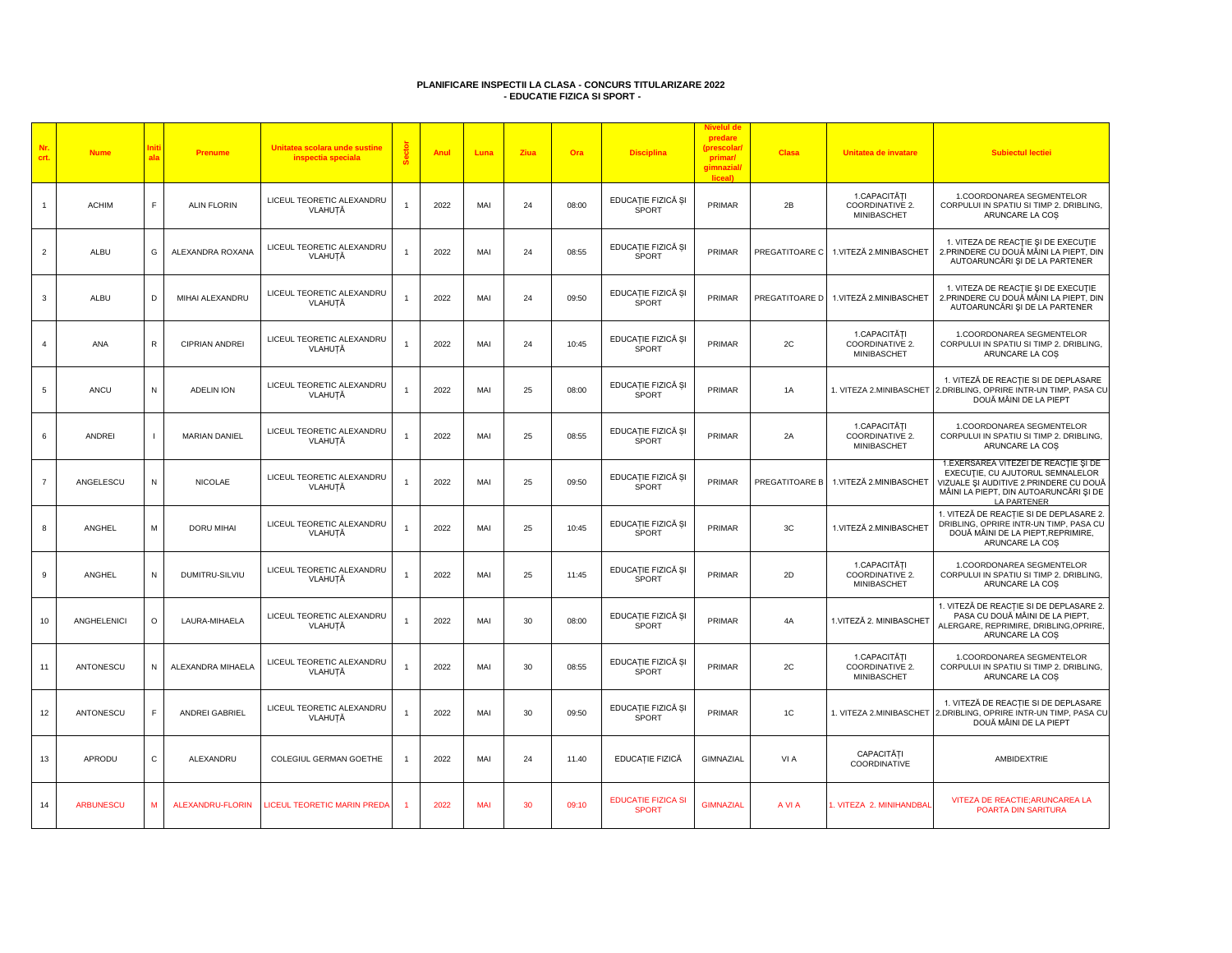**PLANIFICARE INSPECTII LA CLASA - CONCURS TITULARIZARE 2022**
**- EDUCATIE FIZICA SI SPORT -**

| Nr. crt. | Nume | Inițiala | Prenume | Unitatea scolara unde sustine inspectia speciala | Sector | Anul | Luna | Ziua | Ora | Disciplina | Nivelul de predare (prescolar/ primar/ gimnazial/ liceal) | Clasa | Unitatea de învatare | Subiectul lectiei |
|---|---|---|---|---|---|---|---|---|---|---|---|---|---|---|
| 1 | ACHIM | F | ALIN FLORIN | LICEUL TEORETIC ALEXANDRU VLAHUȚĂ | 1 | 2022 | MAI | 24 | 08:00 | EDUCAȚIE FIZICĂ ȘI SPORT | PRIMAR | 2B | 1.CAPACITĂȚI COORDINATIVE 2. MINIBASCHET | 1.COORDONAREA SEGMENTELOR CORPULUI IN SPATIU SI TIMP 2. DRIBLING, ARUNCARE LA COȘ |
| 2 | ALBU | G | ALEXANDRA ROXANA | LICEUL TEORETIC ALEXANDRU VLAHUȚĂ | 1 | 2022 | MAI | 24 | 08:55 | EDUCAȚIE FIZICĂ ȘI SPORT | PRIMAR | PREGATITOARE C | 1.VITEZĂ 2.MINIBASCHET | 1. VITEZA DE REACȚIE ȘI DE EXECUȚIE 2.PRINDERE CU DOUĂ MÂINI LA PIEPT, DIN AUTOARUNCĂRI ȘI DE LA PARTENER |
| 3 | ALBU | D | MIHAI ALEXANDRU | LICEUL TEORETIC ALEXANDRU VLAHUȚĂ | 1 | 2022 | MAI | 24 | 09:50 | EDUCAȚIE FIZICĂ ȘI SPORT | PRIMAR | PREGATITOARE D | 1.VITEZĂ 2.MINIBASCHET | 1. VITEZA DE REACȚIE ȘI DE EXECUȚIE 2.PRINDERE CU DOUĂ MÂINI LA PIEPT, DIN AUTOARUNCĂRI ȘI DE LA PARTENER |
| 4 | ANA | R | CIPRIAN ANDREI | LICEUL TEORETIC ALEXANDRU VLAHUȚĂ | 1 | 2022 | MAI | 24 | 10:45 | EDUCAȚIE FIZICĂ ȘI SPORT | PRIMAR | 2C | 1.CAPACITĂȚI COORDINATIVE 2. MINIBASCHET | 1.COORDONAREA SEGMENTELOR CORPULUI IN SPATIU SI TIMP 2. DRIBLING, ARUNCARE LA COȘ |
| 5 | ANCU | N | ADELIN ION | LICEUL TEORETIC ALEXANDRU VLAHUȚĂ | 1 | 2022 | MAI | 25 | 08:00 | EDUCAȚIE FIZICĂ ȘI SPORT | PRIMAR | 1A | 1. VITEZA 2.MINIBASCHET | 1. VITEZĂ DE REACȚIE SI DE DEPLASARE 2.DRIBLING, OPRIRE INTR-UN TIMP, PASA CU DOUĂ MÂINI DE LA PIEPT |
| 6 | ANDREI | I | MARIAN DANIEL | LICEUL TEORETIC ALEXANDRU VLAHUȚĂ | 1 | 2022 | MAI | 25 | 08:55 | EDUCAȚIE FIZICĂ ȘI SPORT | PRIMAR | 2A | 1.CAPACITĂȚI COORDINATIVE 2. MINIBASCHET | 1.COORDONAREA SEGMENTELOR CORPULUI IN SPATIU SI TIMP 2. DRIBLING, ARUNCARE LA COȘ |
| 7 | ANGELESCU | N | NICOLAE | LICEUL TEORETIC ALEXANDRU VLAHUȚĂ | 1 | 2022 | MAI | 25 | 09:50 | EDUCAȚIE FIZICĂ ȘI SPORT | PRIMAR | PREGATITOARE B | 1.VITEZĂ 2.MINIBASCHET | 1.EXERSAREA VITEZEI DE REACȚIE ȘI DE EXECUȚIE, CU AJUTORUL SEMNALELOR VIZUALE ȘI AUDITIVE 2.PRINDERE CU DOUĂ MÂINI LA PIEPT, DIN AUTOARUNCĂRI ȘI DE LA PARTENER |
| 8 | ANGHEL | M | DORU MIHAI | LICEUL TEORETIC ALEXANDRU VLAHUȚĂ | 1 | 2022 | MAI | 25 | 10:45 | EDUCAȚIE FIZICĂ ȘI SPORT | PRIMAR | 3C | 1.VITEZĂ 2.MINIBASCHET | 1. VITEZĂ DE REACȚIE SI DE DEPLASARE 2. DRIBLING, OPRIRE INTR-UN TIMP, PASA CU DOUĂ MÂINI DE LA PIEPT,REPRIMIRE, ARUNCARE LA COȘ |
| 9 | ANGHEL | N | DUMITRU-SILVIU | LICEUL TEORETIC ALEXANDRU VLAHUȚĂ | 1 | 2022 | MAI | 25 | 11:45 | EDUCAȚIE FIZICĂ ȘI SPORT | PRIMAR | 2D | 1.CAPACITĂȚI COORDINATIVE 2. MINIBASCHET | 1.COORDONAREA SEGMENTELOR CORPULUI IN SPATIU SI TIMP 2. DRIBLING, ARUNCARE LA COȘ |
| 10 | ANGHELENICI | O | LAURA-MIHAELA | LICEUL TEORETIC ALEXANDRU VLAHUȚĂ | 1 | 2022 | MAI | 30 | 08:00 | EDUCAȚIE FIZICĂ ȘI SPORT | PRIMAR | 4A | 1.VITEZĂ 2. MINIBASCHET | 1. VITEZĂ DE REACȚIE SI DE DEPLASARE 2. PASA CU DOUĂ MÂINI DE LA PIEPT, ALERGARE, REPRIMIRE, DRIBLING,OPRIRE, ARUNCARE LA COȘ |
| 11 | ANTONESCU | N | ALEXANDRA MIHAELA | LICEUL TEORETIC ALEXANDRU VLAHUȚĂ | 1 | 2022 | MAI | 30 | 08:55 | EDUCAȚIE FIZICĂ ȘI SPORT | PRIMAR | 2C | 1.CAPACITĂȚI COORDINATIVE 2. MINIBASCHET | 1.COORDONAREA SEGMENTELOR CORPULUI IN SPATIU SI TIMP 2. DRIBLING, ARUNCARE LA COȘ |
| 12 | ANTONESCU | F | ANDREI GABRIEL | LICEUL TEORETIC ALEXANDRU VLAHUȚĂ | 1 | 2022 | MAI | 30 | 09:50 | EDUCAȚIE FIZICĂ ȘI SPORT | PRIMAR | 1C | 1. VITEZA 2.MINIBASCHET | 1. VITEZĂ DE REACȚIE SI DE DEPLASARE 2.DRIBLING, OPRIRE INTR-UN TIMP, PASA CU DOUĂ MÂINI DE LA PIEPT |
| 13 | APRODU | C | ALEXANDRU | COLEGIUL GERMAN GOETHE | 1 | 2022 | MAI | 24 | 11.40 | EDUCAȚIE FIZICĂ | GIMNAZIAL | VI A | CAPACITĂȚI COORDINATIVE | AMBIDEXTRIE |
| 14 | ARBUNESCU | M | ALEXANDRU-FLORIN | LICEUL TEORETIC MARIN PREDA | 1 | 2022 | MAI | 30 | 09:10 | EDUCATIE FIZICA SI SPORT | GIMNAZIAL | A VI A | 1. VITEZA 2. MINIHANDBAL | VITEZA DE REACTIE;ARUNCAREA LA POARTA DIN SARITURA |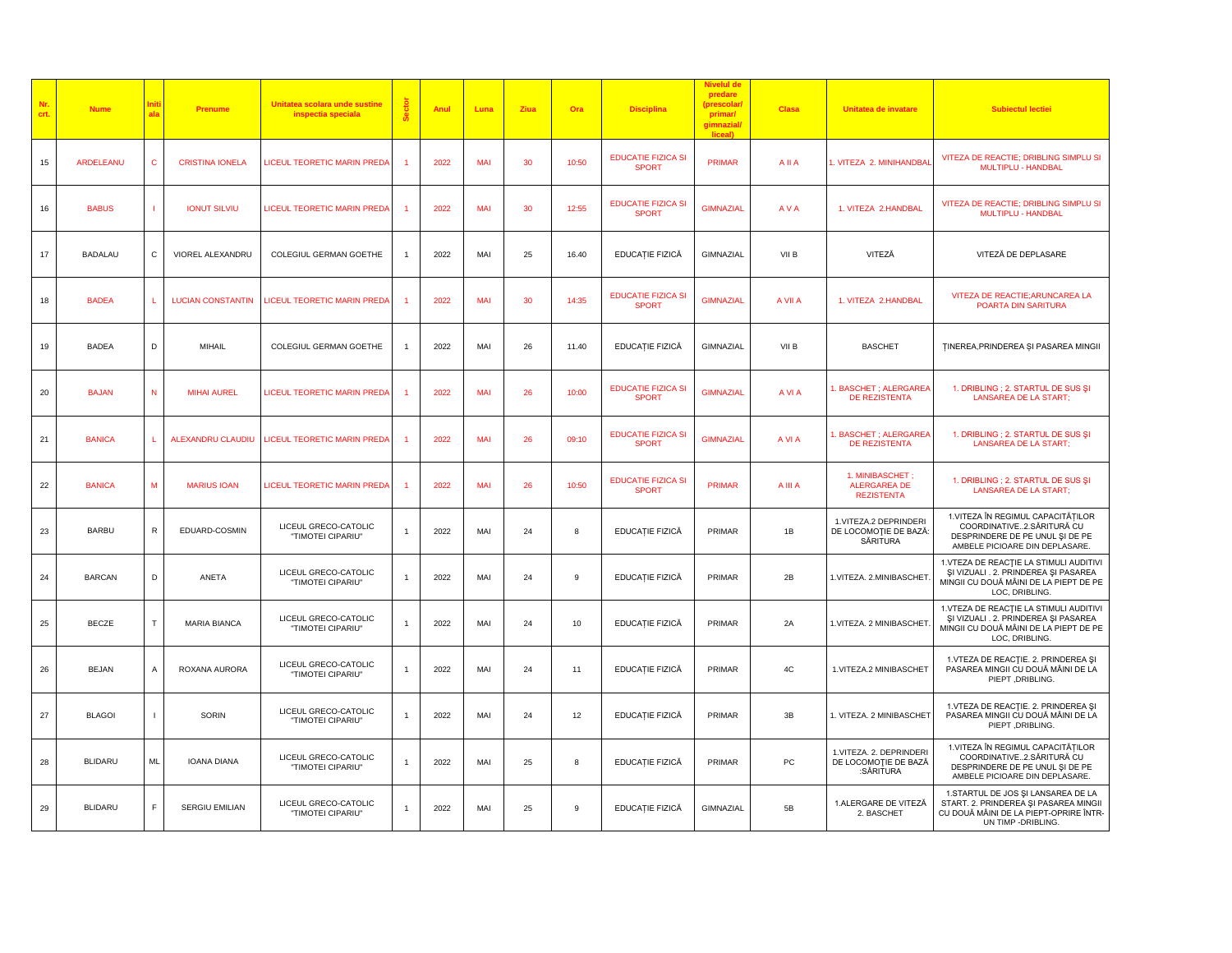| Nr. crt. | Nume | Initiala | Prenume | Unitatea scolara unde sustine inspectia speciala | Sector | Anul | Luna | Ziua | Ora | Disciplina | Nivelul de predare (prescolar/ primar/ gimnazial/ liceal) | Clasa | Unitatea de invatare | Subiectul lectiei |
|---|---|---|---|---|---|---|---|---|---|---|---|---|---|---|
| 15 | ARDELEANU | C | CRISTINA IONELA | LICEUL TEORETIC MARIN PREDA | 1 | 2022 | MAI | 30 | 10:50 | EDUCATIE FIZICA SI SPORT | PRIMAR | A II A | 1. VITEZA 2. MINIHANDBAL | VITEZA DE REACTIE; DRIBLING SIMPLU SI MULTIPLU - HANDBAL |
| 16 | BABUS | I | IONUT SILVIU | LICEUL TEORETIC MARIN PREDA | 1 | 2022 | MAI | 30 | 12:55 | EDUCATIE FIZICA SI SPORT | GIMNAZIAL | A V A | 1. VITEZA 2.HANDBAL | VITEZA DE REACTIE; DRIBLING SIMPLU SI MULTIPLU - HANDBAL |
| 17 | BADALAU | C | VIOREL ALEXANDRU | COLEGIUL GERMAN GOETHE | 1 | 2022 | MAI | 25 | 16.40 | EDUCAȚIE FIZICĂ | GIMNAZIAL | VII B | VITEZĂ | VITEZĂ DE DEPLASARE |
| 18 | BADEA | L | LUCIAN CONSTANTIN | LICEUL TEORETIC MARIN PREDA | 1 | 2022 | MAI | 30 | 14:35 | EDUCATIE FIZICA SI SPORT | GIMNAZIAL | A VII A | 1. VITEZA 2.HANDBAL | VITEZA DE REACTIE;ARUNCAREA LA POARTA DIN SARITURA |
| 19 | BADEA | D | MIHAIL | COLEGIUL GERMAN GOETHE | 1 | 2022 | MAI | 26 | 11.40 | EDUCAȚIE FIZICĂ | GIMNAZIAL | VII B | BASCHET | ȚINEREA,PRINDEREA ȘI PASAREA MINGII |
| 20 | BAJAN | N | MIHAI AUREL | LICEUL TEORETIC MARIN PREDA | 1 | 2022 | MAI | 26 | 10:00 | EDUCATIE FIZICA SI SPORT | GIMNAZIAL | A VI A | 1. BASCHET ; ALERGAREA DE REZISTENTA | 1. DRIBLING ; 2. STARTUL DE SUS ȘI LANSAREA DE LA START; |
| 21 | BANICA | L | ALEXANDRU CLAUDIU | LICEUL TEORETIC MARIN PREDA | 1 | 2022 | MAI | 26 | 09:10 | EDUCATIE FIZICA SI SPORT | GIMNAZIAL | A VI A | 1. BASCHET ; ALERGAREA DE REZISTENTA | 1. DRIBLING ; 2. STARTUL DE SUS ȘI LANSAREA DE LA START; |
| 22 | BANICA | M | MARIUS IOAN | LICEUL TEORETIC MARIN PREDA | 1 | 2022 | MAI | 26 | 10:50 | EDUCATIE FIZICA SI SPORT | PRIMAR | A III A | 1. MINIBASCHET ; ALERGAREA DE REZISTENTA | 1. DRIBLING ; 2. STARTUL DE SUS ȘI LANSAREA DE LA START; |
| 23 | BARBU | R | EDUARD-COSMIN | LICEUL GRECO-CATOLIC "TIMOTEI CIPARIU" | 1 | 2022 | MAI | 24 | 8 | EDUCAȚIE FIZICĂ | PRIMAR | 1B | 1.VITEZA.2 DEPRINDERI DE LOCOMOȚIE DE BAZĂ: SĂRITURA | 1.VITEZA ÎN REGIMUL CAPACITĂȚILOR COORDINATIVE..2.SĂRITURĂ CU DESPRINDERE DE PE UNUL ȘI DE PE AMBELE PICIOARE DIN DEPLASARE. |
| 24 | BARCAN | D | ANETA | LICEUL GRECO-CATOLIC "TIMOTEI CIPARIU" | 1 | 2022 | MAI | 24 | 9 | EDUCAȚIE FIZICĂ | PRIMAR | 2B | 1.VITEZA. 2.MINIBASCHET. | 1.VTEZA DE REACȚIE LA STIMULI AUDITIVI ȘI VIZUALI . 2. PRINDEREA ȘI PASAREA MINGII CU DOUĂ MÂINI DE LA PIEPT DE PE LOC, DRIBLING. |
| 25 | BECZE | T | MARIA BIANCA | LICEUL GRECO-CATOLIC "TIMOTEI CIPARIU" | 1 | 2022 | MAI | 24 | 10 | EDUCAȚIE FIZICĂ | PRIMAR | 2A | 1.VITEZA. 2 MINIBASCHET. | 1.VTEZA DE REACȚIE LA STIMULI AUDITIVI ȘI VIZUALI . 2. PRINDEREA ȘI PASAREA MINGII CU DOUĂ MÂINI DE LA PIEPT DE PE LOC, DRIBLING. |
| 26 | BEJAN | A | ROXANA AURORA | LICEUL GRECO-CATOLIC "TIMOTEI CIPARIU" | 1 | 2022 | MAI | 24 | 11 | EDUCAȚIE FIZICĂ | PRIMAR | 4C | 1.VITEZA.2 MINIBASCHET | 1.VTEZA DE REACȚIE. 2. PRINDEREA ȘI PASAREA MINGII CU DOUĂ MÂINI DE LA PIEPT ,DRIBLING. |
| 27 | BLAGOI | I | SORIN | LICEUL GRECO-CATOLIC "TIMOTEI CIPARIU" | 1 | 2022 | MAI | 24 | 12 | EDUCAȚIE FIZICĂ | PRIMAR | 3B | 1. VITEZA. 2 MINIBASCHET | 1.VTEZA DE REACȚIE. 2. PRINDEREA ȘI PASAREA MINGII CU DOUĂ MÂINI DE LA PIEPT ,DRIBLING. |
| 28 | BLIDARU | ML | IOANA DIANA | LICEUL GRECO-CATOLIC "TIMOTEI CIPARIU" | 1 | 2022 | MAI | 25 | 8 | EDUCAȚIE FIZICĂ | PRIMAR | PC | 1.VITEZA. 2. DEPRINDERI DE LOCOMOȚIE DE BAZĂ :SĂRITURA | 1.VITEZA ÎN REGIMUL CAPACITĂȚILOR COORDINATIVE..2.SĂRITURĂ CU DESPRINDERE DE PE UNUL ȘI DE PE AMBELE PICIOARE DIN DEPLASARE. |
| 29 | BLIDARU | F | SERGIU EMILIAN | LICEUL GRECO-CATOLIC "TIMOTEI CIPARIU" | 1 | 2022 | MAI | 25 | 9 | EDUCAȚIE FIZICĂ | GIMNAZIAL | 5B | 1.ALERGARE DE VITEZĂ 2. BASCHET | 1.STARTUL DE JOS ȘI LANSAREA DE LA START. 2. PRINDEREA ȘI PASAREA MINGII CU DOUĂ MÂINI DE LA PIEPT-OPRIRE ÎNTR-UN TIMP -DRIBLING. |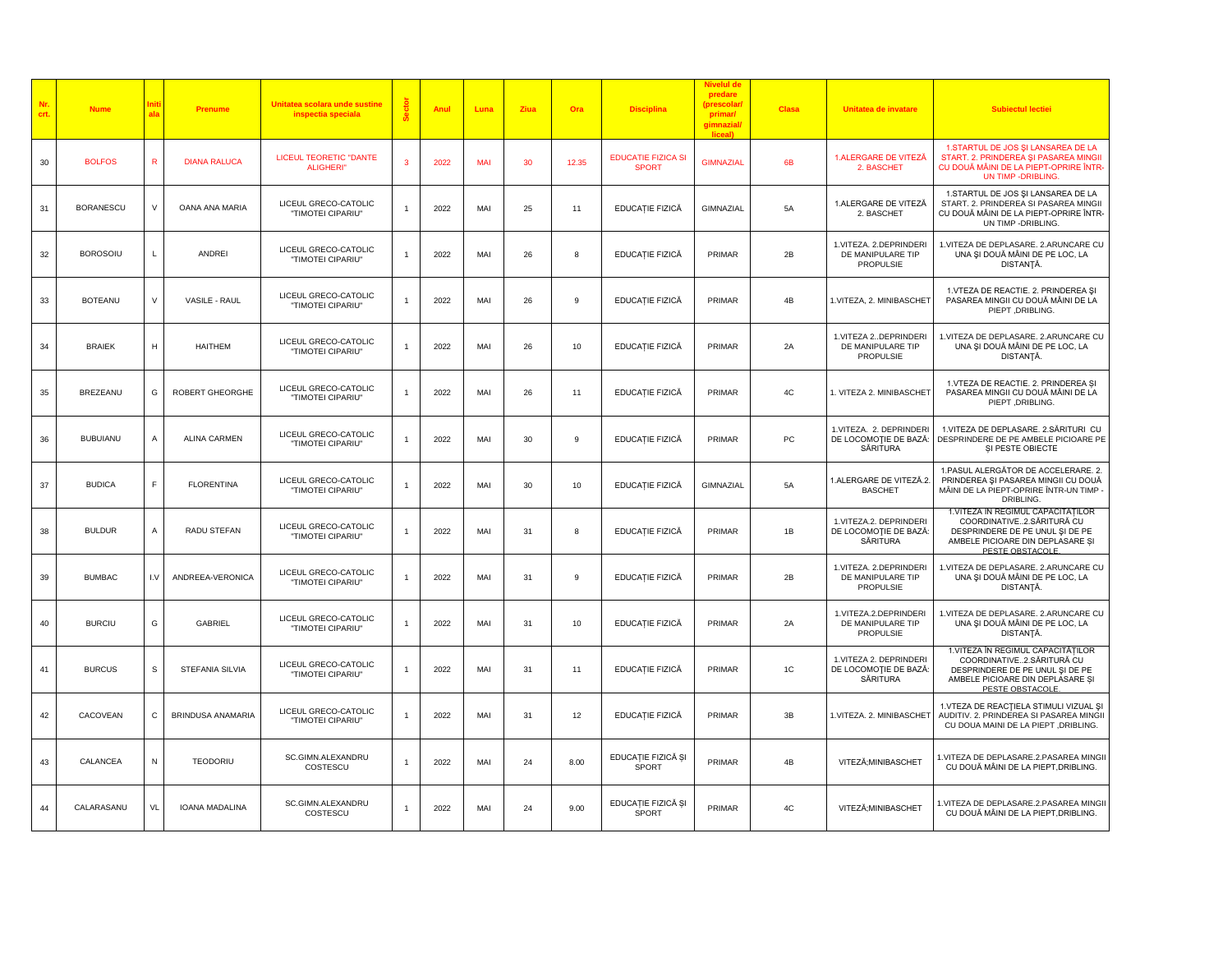| Nr. crt. | Nume | Inițiala | Prenume | Unitatea scolara unde sustine inspectia speciala | Sector | Anul | Luna | Ziua | Ora | Disciplina | Nivelul de predare (prescolar/ primar/ gimnazial/ liceal) | Clasa | Unitatea de invatare | Subiectul lectiei |
|---|---|---|---|---|---|---|---|---|---|---|---|---|---|---|
| 30 | BOLFOS | R | DIANA RALUCA | LICEUL TEORETIC "DANTE ALIGHERI" | 3 | 2022 | MAI | 30 | 12.35 | EDUCATIE FIZICA SI SPORT | GIMNAZIAL | 6B | 1.ALERGARE DE VITEZĂ 2. BASCHET | 1.STARTUL DE JOS ȘI LANSAREA DE LA START. 2. PRINDEREA ȘI PASAREA MINGII CU DOUĂ MÂINI DE LA PIEPT-OPRIRE ÎNTR-UN TIMP -DRIBLING. |
| 31 | BORANESCU | V | OANA ANA MARIA | LICEUL GRECO-CATOLIC "TIMOTEI CIPARIU" | 1 | 2022 | MAI | 25 | 11 | EDUCAȚIE FIZICĂ | GIMNAZIAL | 5A | 1.ALERGARE DE VITEZĂ 2. BASCHET | 1.STARTUL DE JOS ȘI LANSAREA DE LA START. 2. PRINDEREA ȘI PASAREA MINGII CU DOUĂ MÂINI DE LA PIEPT-OPRIRE ÎNTR-UN TIMP -DRIBLING. |
| 32 | BOROSOIU | L | ANDREI | LICEUL GRECO-CATOLIC "TIMOTEI CIPARIU" | 1 | 2022 | MAI | 26 | 8 | EDUCAȚIE FIZICĂ | PRIMAR | 2B | 1.VITEZA. 2.DEPRINDERI DE MANIPULARE TIP PROPULSIE | 1.VITEZA DE DEPLASARE. 2.ARUNCARE CU UNA ȘI DOUĂ MÂINI DE PE LOC, LA DISTANȚĂ. |
| 33 | BOTEANU | V | VASILE - RAUL | LICEUL GRECO-CATOLIC "TIMOTEI CIPARIU" | 1 | 2022 | MAI | 26 | 9 | EDUCAȚIE FIZICĂ | PRIMAR | 4B | 1.VITEZA, 2. MINIBASCHET | 1.VTEZA DE REACTIE. 2. PRINDEREA ȘI PASAREA MINGII CU DOUĂ MÂINI DE LA PIEPT ,DRIBLING. |
| 34 | BRAIEK | H | HAITHEM | LICEUL GRECO-CATOLIC "TIMOTEI CIPARIU" | 1 | 2022 | MAI | 26 | 10 | EDUCAȚIE FIZICĂ | PRIMAR | 2A | 1.VITEZA 2..DEPRINDERI DE MANIPULARE TIP PROPULSIE | 1.VITEZA DE DEPLASARE. 2.ARUNCARE CU UNA ȘI DOUĂ MÂINI DE PE LOC, LA DISTANȚĂ. |
| 35 | BREZEANU | G | ROBERT GHEORGHE | LICEUL GRECO-CATOLIC "TIMOTEI CIPARIU" | 1 | 2022 | MAI | 26 | 11 | EDUCAȚIE FIZICĂ | PRIMAR | 4C | 1. VITEZA 2. MINIBASCHET | 1.VTEZA DE REACTIE. 2. PRINDEREA ȘI PASAREA MINGII CU DOUĂ MÂINI DE LA PIEPT ,DRIBLING. |
| 36 | BUBUIANU | A | ALINA CARMEN | LICEUL GRECO-CATOLIC "TIMOTEI CIPARIU" | 1 | 2022 | MAI | 30 | 9 | EDUCAȚIE FIZICĂ | PRIMAR | PC | 1.VITEZA. 2. DEPRINDERI DE LOCOMOȚIE DE BAZĂ: SĂRITURA | 1.VITEZA DE DEPLASARE. 2.SĂRITURI CU DESPRINDERE DE PE AMBELE PICIOARE PE ȘI PESTE OBIECTE |
| 37 | BUDICA | F | FLORENTINA | LICEUL GRECO-CATOLIC "TIMOTEI CIPARIU" | 1 | 2022 | MAI | 30 | 10 | EDUCAȚIE FIZICĂ | GIMNAZIAL | 5A | 1.ALERGARE DE VITEZĂ.2. BASCHET | 1.PASUL ALERGĂTOR DE ACCELERARE. 2. PRINDEREA ȘI PASAREA MINGII CU DOUĂ MÂINI DE LA PIEPT-OPRIRE ÎNTR-UN TIMP - DRIBLING. |
| 38 | BULDUR | A | RADU STEFAN | LICEUL GRECO-CATOLIC "TIMOTEI CIPARIU" | 1 | 2022 | MAI | 31 | 8 | EDUCAȚIE FIZICĂ | PRIMAR | 1B | 1.VITEZA.2. DEPRINDERI DE LOCOMOȚIE DE BAZĂ: SĂRITURA | 1.VITEZA ÎN REGIMUL CAPACITĂȚILOR COORDINATIVE..2.SĂRITURĂ CU DESPRINDERE DE PE UNUL ȘI DE PE AMBELE PICIOARE DIN DEPLASARE ȘI PESTE OBSTACOLE. |
| 39 | BUMBAC | I.V | ANDREEA-VERONICA | LICEUL GRECO-CATOLIC "TIMOTEI CIPARIU" | 1 | 2022 | MAI | 31 | 9 | EDUCAȚIE FIZICĂ | PRIMAR | 2B | 1.VITEZA. 2.DEPRINDERI DE MANIPULARE TIP PROPULSIE | 1.VITEZA DE DEPLASARE. 2.ARUNCARE CU UNA ȘI DOUĂ MÂINI DE PE LOC, LA DISTANȚĂ. |
| 40 | BURCIU | G | GABRIEL | LICEUL GRECO-CATOLIC "TIMOTEI CIPARIU" | 1 | 2022 | MAI | 31 | 10 | EDUCAȚIE FIZICĂ | PRIMAR | 2A | 1.VITEZA.2.DEPRINDERI DE MANIPULARE TIP PROPULSIE | 1.VITEZA DE DEPLASARE. 2.ARUNCARE CU UNA ȘI DOUĂ MÂINI DE PE LOC, LA DISTANȚĂ. |
| 41 | BURCUS | S | STEFANIA SILVIA | LICEUL GRECO-CATOLIC "TIMOTEI CIPARIU" | 1 | 2022 | MAI | 31 | 11 | EDUCAȚIE FIZICĂ | PRIMAR | 1C | 1.VITEZA 2. DEPRINDERI DE LOCOMOȚIE DE BAZĂ: SĂRITURA | 1.VITEZA ÎN REGIMUL CAPACITĂȚILOR COORDINATIVE..2.SĂRITURĂ CU DESPRINDERE DE PE UNUL ȘI DE PE AMBELE PICIOARE DIN DEPLASARE ȘI PESTE OBSTACOLE. |
| 42 | CACOVEAN | C | BRINDUSA ANAMARIA | LICEUL GRECO-CATOLIC "TIMOTEI CIPARIU" | 1 | 2022 | MAI | 31 | 12 | EDUCAȚIE FIZICĂ | PRIMAR | 3B | 1.VITEZA. 2. MINIBASCHET | 1.VTEZA DE REACȚIELA STIMULI VIZUAL ȘI AUDITIV. 2. PRINDEREA SI PASAREA MINGII CU DOUA MAINI DE LA PIEPT ,DRIBLING. |
| 43 | CALANCEA | N | TEODORIU | SC.GIMN.ALEXANDRU COSTESCU | 1 | 2022 | MAI | 24 | 8.00 | EDUCAȚIE FIZICĂ ȘI SPORT | PRIMAR | 4B | VITEZĂ;MINIBASCHET | 1.VITEZA DE DEPLASARE.2.PASAREA MINGII CU DOUĂ MÂINI DE LA PIEPT,DRIBLING. |
| 44 | CALARASANU | VL | IOANA MADALINA | SC.GIMN.ALEXANDRU COSTESCU | 1 | 2022 | MAI | 24 | 9.00 | EDUCAȚIE FIZICĂ ȘI SPORT | PRIMAR | 4C | VITEZĂ;MINIBASCHET | 1.VITEZA DE DEPLASARE.2.PASAREA MINGII CU DOUĂ MÂINI DE LA PIEPT,DRIBLING. |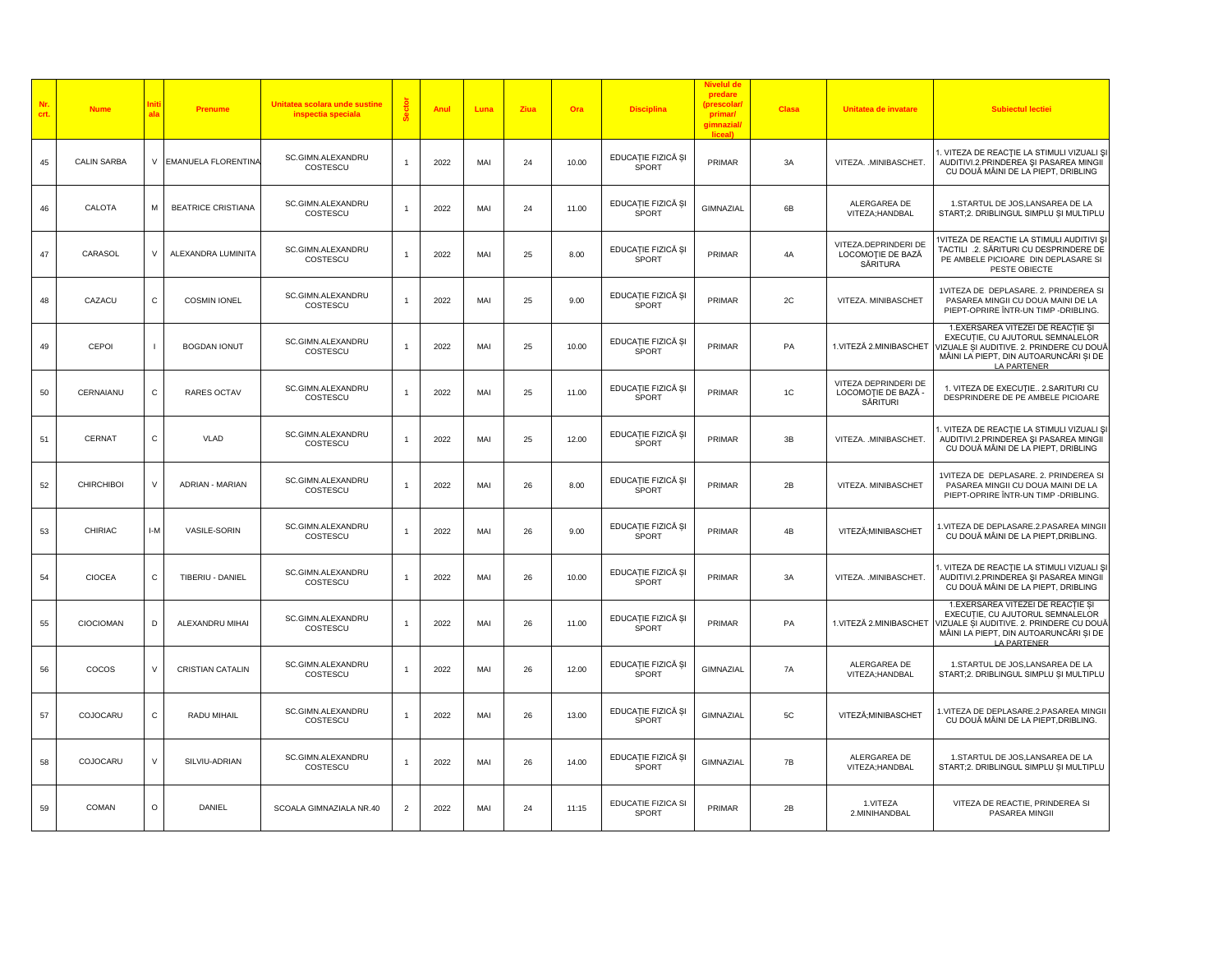| Nr. crt. | Nume | Initiala | Prenume | Unitatea scolara unde sustine inspectia speciala | Sector | Anul | Luna | Ziua | Ora | Disciplina | Nivelul de predare (prescolar/ primar/ gimnazial/ liceal) | Clasa | Unitatea de invatare | Subiectul lectiei |
|---|---|---|---|---|---|---|---|---|---|---|---|---|---|---|
| 45 | CALIN SARBA | V | EMANUELA FLORENTINA | SC.GIMN.ALEXANDRU COSTESCU | 1 | 2022 | MAI | 24 | 10.00 | EDUCAȚIE FIZICĂ ȘI SPORT | PRIMAR | 3A | VITEZA. .MINIBASCHET. | 1. VITEZA DE REACŢIE LA STIMULI VIZUALI ŞI AUDITIVI.2.PRINDEREA ŞI PASAREA MINGII CU DOUĂ MÂINI DE LA PIEPT, DRIBLING |
| 46 | CALOTA | M | BEATRICE CRISTIANA | SC.GIMN.ALEXANDRU COSTESCU | 1 | 2022 | MAI | 24 | 11.00 | EDUCAȚIE FIZICĂ ȘI SPORT | GIMNAZIAL | 6B | ALERGAREA DE VITEZA;HANDBAL | 1.STARTUL DE JOS,LANSAREA DE LA START;2. DRIBLINGUL SIMPLU ȘI MULTIPLU |
| 47 | CARASOL | V | ALEXANDRA LUMINITA | SC.GIMN.ALEXANDRU COSTESCU | 1 | 2022 | MAI | 25 | 8.00 | EDUCAȚIE FIZICĂ ȘI SPORT | PRIMAR | 4A | VITEZA.DEPRINDERI DE LOCOMOȚIE DE BAZĂ SĂRITURA | 1VITEZA DE REACTIE LA STIMULI AUDITIVI ŞI TACTILI .2. SĂRITURI CU DESPRINDERE DE PE AMBELE PICIOARE DIN DEPLASARE SI PESTE OBIECTE |
| 48 | CAZACU | C | COSMIN IONEL | SC.GIMN.ALEXANDRU COSTESCU | 1 | 2022 | MAI | 25 | 9.00 | EDUCAȚIE FIZICĂ ȘI SPORT | PRIMAR | 2C | VITEZA. MINIBASCHET | 1VITEZA DE DEPLASARE. 2. PRINDEREA SI PASAREA MINGII CU DOUA MAINI DE LA PIEPT-OPRIRE ÎNTR-UN TIMP -DRIBLING. |
| 49 | CEPOI | I | BOGDAN IONUT | SC.GIMN.ALEXANDRU COSTESCU | 1 | 2022 | MAI | 25 | 10.00 | EDUCAȚIE FIZICĂ ȘI SPORT | PRIMAR | PA | 1.VITEZĂ 2.MINIBASCHET | 1.EXERSAREA VITEZEI DE REACȚIE ȘI EXECUȚIE, CU AJUTORUL SEMNALELOR VIZUALE ȘI AUDITIVE. 2. PRINDERE CU DOUĂ MÂINI LA PIEPT, DIN AUTOARUNCĂRI ȘI DE LA PARTENER |
| 50 | CERNAIANU | C | RARES OCTAV | SC.GIMN.ALEXANDRU COSTESCU | 1 | 2022 | MAI | 25 | 11.00 | EDUCAȚIE FIZICĂ ȘI SPORT | PRIMAR | 1C | VITEZA DEPRINDERI DE LOCOMOȚIE DE BAZĂ - SĂRITURI | 1. VITEZA DE EXECUȚIE.. 2.SARITURI CU DESPRINDERE DE PE AMBELE PICIOARE |
| 51 | CERNAT | C | VLAD | SC.GIMN.ALEXANDRU COSTESCU | 1 | 2022 | MAI | 25 | 12.00 | EDUCAȚIE FIZICĂ ȘI SPORT | PRIMAR | 3B | VITEZA. .MINIBASCHET. | 1. VITEZA DE REACŢIE LA STIMULI VIZUALI ŞI AUDITIVI.2.PRINDEREA ŞI PASAREA MINGII CU DOUĂ MÂINI DE LA PIEPT, DRIBLING |
| 52 | CHIRCHIBOI | V | ADRIAN - MARIAN | SC.GIMN.ALEXANDRU COSTESCU | 1 | 2022 | MAI | 26 | 8.00 | EDUCAȚIE FIZICĂ ȘI SPORT | PRIMAR | 2B | VITEZA. MINIBASCHET | 1VITEZA DE DEPLASARE. 2. PRINDEREA SI PASAREA MINGII CU DOUA MAINI DE LA PIEPT-OPRIRE ÎNTR-UN TIMP -DRIBLING. |
| 53 | CHIRIAC | I-M | VASILE-SORIN | SC.GIMN.ALEXANDRU COSTESCU | 1 | 2022 | MAI | 26 | 9.00 | EDUCAȚIE FIZICĂ ȘI SPORT | PRIMAR | 4B | VITEZĂ;MINIBASCHET | 1.VITEZA DE DEPLASARE.2.PASAREA MINGII CU DOUĂ MÂINI DE LA PIEPT,DRIBLING. |
| 54 | CIOCEA | C | TIBERIU - DANIEL | SC.GIMN.ALEXANDRU COSTESCU | 1 | 2022 | MAI | 26 | 10.00 | EDUCAȚIE FIZICĂ ȘI SPORT | PRIMAR | 3A | VITEZA. .MINIBASCHET. | 1. VITEZA DE REACŢIE LA STIMULI VIZUALI ŞI AUDITIVI.2.PRINDEREA ŞI PASAREA MINGII CU DOUĂ MÂINI DE LA PIEPT, DRIBLING |
| 55 | CIOCIOMAN | D | ALEXANDRU MIHAI | SC.GIMN.ALEXANDRU COSTESCU | 1 | 2022 | MAI | 26 | 11.00 | EDUCAȚIE FIZICĂ ȘI SPORT | PRIMAR | PA | 1.VITEZĂ 2.MINIBASCHET | 1.EXERSAREA VITEZEI DE REACȚIE ȘI EXECUȚIE, CU AJUTORUL SEMNALELOR VIZUALE ȘI AUDITIVE. 2. PRINDERE CU DOUĂ MÂINI LA PIEPT, DIN AUTOARUNCĂRI ȘI DE LA PARTENER |
| 56 | COCOS | V | CRISTIAN CATALIN | SC.GIMN.ALEXANDRU COSTESCU | 1 | 2022 | MAI | 26 | 12.00 | EDUCAȚIE FIZICĂ ȘI SPORT | GIMNAZIAL | 7A | ALERGAREA DE VITEZA;HANDBAL | 1.STARTUL DE JOS,LANSAREA DE LA START;2. DRIBLINGUL SIMPLU ȘI MULTIPLU |
| 57 | COJOCARU | C | RADU MIHAIL | SC.GIMN.ALEXANDRU COSTESCU | 1 | 2022 | MAI | 26 | 13.00 | EDUCAȚIE FIZICĂ ȘI SPORT | GIMNAZIAL | 5C | VITEZĂ;MINIBASCHET | 1.VITEZA DE DEPLASARE.2.PASAREA MINGII CU DOUĂ MÂINI DE LA PIEPT,DRIBLING. |
| 58 | COJOCARU | V | SILVIU-ADRIAN | SC.GIMN.ALEXANDRU COSTESCU | 1 | 2022 | MAI | 26 | 14.00 | EDUCAȚIE FIZICĂ ȘI SPORT | GIMNAZIAL | 7B | ALERGAREA DE VITEZA;HANDBAL | 1.STARTUL DE JOS,LANSAREA DE LA START;2. DRIBLINGUL SIMPLU ȘI MULTIPLU |
| 59 | COMAN | O | DANIEL | SCOALA GIMNAZIALA NR.40 | 2 | 2022 | MAI | 24 | 11:15 | EDUCATIE FIZICA SI SPORT | PRIMAR | 2B | 1.VITEZA 2.MINIHANDBAL | VITEZA DE REACTIE, PRINDEREA SI PASAREA MINGII |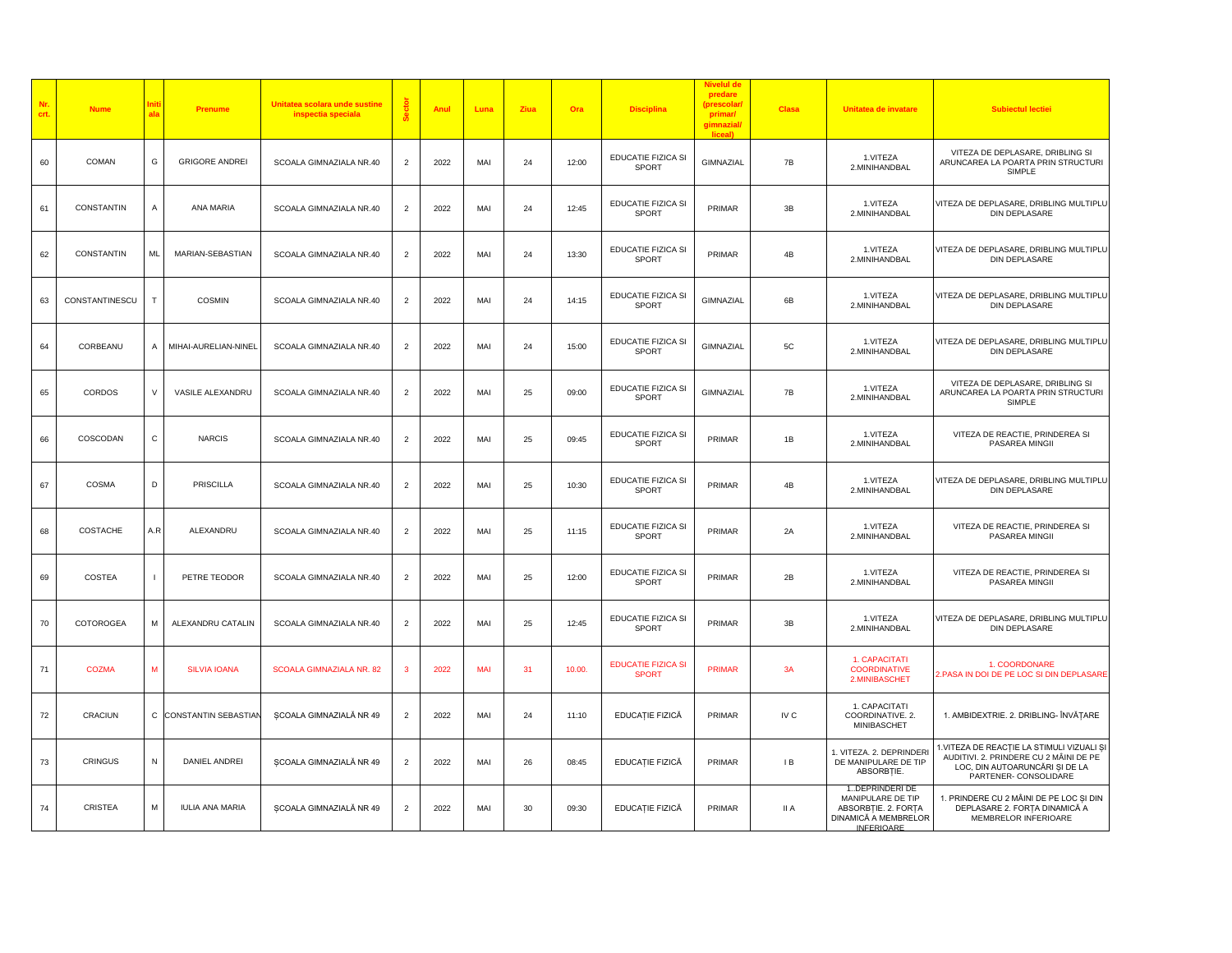| Nr. crt. | Nume | Initiala | Prenume | Unitatea scolara unde sustine inspectia speciala | Sector | Anul | Luna | Ziua | Ora | Disciplina | Nivelul de predare (prescolar/ primar/ gimnazial/ liceal) | Clasa | Unitatea de invatare | Subiectul lectiei |
|---|---|---|---|---|---|---|---|---|---|---|---|---|---|---|
| 60 | COMAN | G | GRIGORE ANDREI | SCOALA GIMNAZIALA NR.40 | 2 | 2022 | MAI | 24 | 12:00 | EDUCATIE FIZICA SI SPORT | GIMNAZIAL | 7B | 1.VITEZA 2.MINIHANDBAL | VITEZA DE DEPLASARE, DRIBLING SI ARUNCAREA LA POARTA PRIN STRUCTURI SIMPLE |
| 61 | CONSTANTIN | A | ANA MARIA | SCOALA GIMNAZIALA NR.40 | 2 | 2022 | MAI | 24 | 12:45 | EDUCATIE FIZICA SI SPORT | PRIMAR | 3B | 1.VITEZA 2.MINIHANDBAL | VITEZA DE DEPLASARE, DRIBLING MULTIPLU DIN DEPLASARE |
| 62 | CONSTANTIN | ML | MARIAN-SEBASTIAN | SCOALA GIMNAZIALA NR.40 | 2 | 2022 | MAI | 24 | 13:30 | EDUCATIE FIZICA SI SPORT | PRIMAR | 4B | 1.VITEZA 2.MINIHANDBAL | VITEZA DE DEPLASARE, DRIBLING MULTIPLU DIN DEPLASARE |
| 63 | CONSTANTINESCU | T | COSMIN | SCOALA GIMNAZIALA NR.40 | 2 | 2022 | MAI | 24 | 14:15 | EDUCATIE FIZICA SI SPORT | GIMNAZIAL | 6B | 1.VITEZA 2.MINIHANDBAL | VITEZA DE DEPLASARE, DRIBLING MULTIPLU DIN DEPLASARE |
| 64 | CORBEANU | A | MIHAI-AURELIAN-NINEL | SCOALA GIMNAZIALA NR.40 | 2 | 2022 | MAI | 24 | 15:00 | EDUCATIE FIZICA SI SPORT | GIMNAZIAL | 5C | 1.VITEZA 2.MINIHANDBAL | VITEZA DE DEPLASARE, DRIBLING MULTIPLU DIN DEPLASARE |
| 65 | CORDOS | V | VASILE ALEXANDRU | SCOALA GIMNAZIALA NR.40 | 2 | 2022 | MAI | 25 | 09:00 | EDUCATIE FIZICA SI SPORT | GIMNAZIAL | 7B | 1.VITEZA 2.MINIHANDBAL | VITEZA DE DEPLASARE, DRIBLING SI ARUNCAREA LA POARTA PRIN STRUCTURI SIMPLE |
| 66 | COSCODAN | C | NARCIS | SCOALA GIMNAZIALA NR.40 | 2 | 2022 | MAI | 25 | 09:45 | EDUCATIE FIZICA SI SPORT | PRIMAR | 1B | 1.VITEZA 2.MINIHANDBAL | VITEZA DE REACTIE, PRINDEREA SI PASAREA MINGII |
| 67 | COSMA | D | PRISCILLA | SCOALA GIMNAZIALA NR.40 | 2 | 2022 | MAI | 25 | 10:30 | EDUCATIE FIZICA SI SPORT | PRIMAR | 4B | 1.VITEZA 2.MINIHANDBAL | VITEZA DE DEPLASARE, DRIBLING MULTIPLU DIN DEPLASARE |
| 68 | COSTACHE | A.R | ALEXANDRU | SCOALA GIMNAZIALA NR.40 | 2 | 2022 | MAI | 25 | 11:15 | EDUCATIE FIZICA SI SPORT | PRIMAR | 2A | 1.VITEZA 2.MINIHANDBAL | VITEZA DE REACTIE, PRINDEREA SI PASAREA MINGII |
| 69 | COSTEA | I | PETRE TEODOR | SCOALA GIMNAZIALA NR.40 | 2 | 2022 | MAI | 25 | 12:00 | EDUCATIE FIZICA SI SPORT | PRIMAR | 2B | 1.VITEZA 2.MINIHANDBAL | VITEZA DE REACTIE, PRINDEREA SI PASAREA MINGII |
| 70 | COTOROGEA | M | ALEXANDRU CATALIN | SCOALA GIMNAZIALA NR.40 | 2 | 2022 | MAI | 25 | 12:45 | EDUCATIE FIZICA SI SPORT | PRIMAR | 3B | 1.VITEZA 2.MINIHANDBAL | VITEZA DE DEPLASARE, DRIBLING MULTIPLU DIN DEPLASARE |
| 71 | COZMA | M | SILVIA IOANA | SCOALA GIMNAZIALA NR. 82 | 3 | 2022 | MAI | 31 | 10.00. | EDUCATIE FIZICA SI SPORT | PRIMAR | 3A | 1. CAPACITATI COORDINATIVE 2.MINIBASCHET | 1. COORDONARE 2.PASA IN DOI DE PE LOC SI DIN DEPLASARE |
| 72 | CRACIUN | C | CONSTANTIN SEBASTIAN | ŞCOALA GIMNAZIALĂ NR 49 | 2 | 2022 | MAI | 24 | 11:10 | EDUCAȚIE FIZICĂ | PRIMAR | IV C | 1. CAPACITATI COORDINATIVE. 2. MINIBASCHET | 1. AMBIDEXTRIE. 2. DRIBLING- ÎNVĂȚARE |
| 73 | CRINGUS | N | DANIEL ANDREI | ŞCOALA GIMNAZIALĂ NR 49 | 2 | 2022 | MAI | 26 | 08:45 | EDUCAȚIE FIZICĂ | PRIMAR | I B | 1. VITEZA. 2. DEPRINDERI DE MANIPULARE DE TIP ABSORBȚIE. | 1.VITEZA DE REACȚIE LA STIMULI VIZUALI ŞI AUDITIVI. 2. PRINDERE CU 2 MÂINI DE PE LOC, DIN AUTOARUNCĂRI ŞI DE LA PARTENER- CONSOLIDARE |
| 74 | CRISTEA | M | IULIA ANA MARIA | ŞCOALA GIMNAZIALĂ NR 49 | 2 | 2022 | MAI | 30 | 09:30 | EDUCAȚIE FIZICĂ | PRIMAR | II A | 1..DEPRINDERI DE MANIPULARE DE TIP ABSORBȚIE. 2. FORȚA DINAMICĂ A MEMBRELOR INFERIOARE | 1. PRINDERE CU 2 MÂINI DE PE LOC ŞI DIN DEPLASARE 2. FORȚA DINAMICĂ A MEMBRELOR INFERIOARE |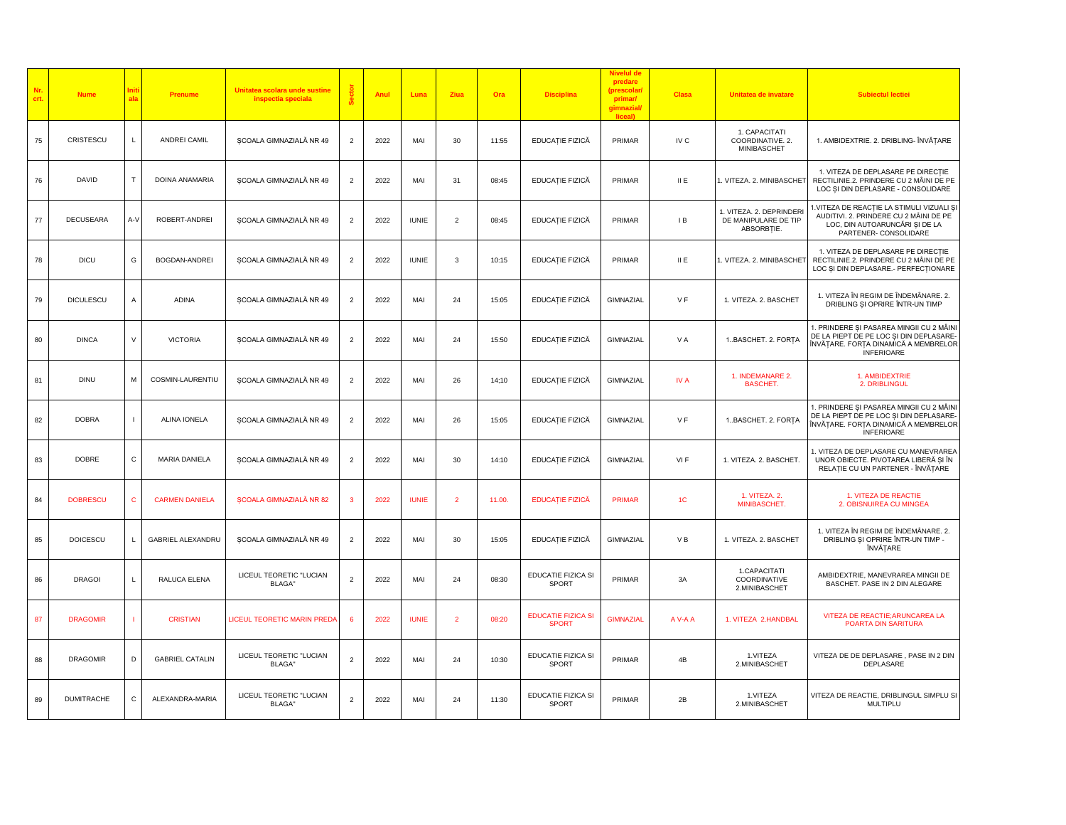| Nr. crt. | Nume | Initiala | Prenume | Unitatea scolara unde sustine inspectia speciala | Sector | Anul | Luna | Ziua | Ora | Disciplina | Nivelul de predare (prescolar/ primar/ gimnazial/ liceal) | Clasa | Unitatea de invatare | Subiectul lectiei |
|---|---|---|---|---|---|---|---|---|---|---|---|---|---|---|
| 75 | CRISTESCU | L | ANDREI CAMIL | ŞCOALA GIMNAZIALĂ NR 49 | 2 | 2022 | MAI | 30 | 11:55 | EDUCAŢIE FIZICĂ | PRIMAR | IV C | 1. CAPACITATI COORDINATIVE. 2. MINIBASCHET | 1. AMBIDEXTRIE. 2. DRIBLING- ÎNVĂŢARE |
| 76 | DAVID | T | DOINA ANAMARIA | ŞCOALA GIMNAZIALĂ NR 49 | 2 | 2022 | MAI | 31 | 08:45 | EDUCAŢIE FIZICĂ | PRIMAR | II E | 1. VITEZA. 2. MINIBASCHET | 1. VITEZA DE DEPLASARE PE DIRECŢIE RECTILINIE.2. PRINDERE CU 2 MÂINI DE PE LOC ŞI DIN DEPLASARE - CONSOLIDARE |
| 77 | DECUSEARA | A-V | ROBERT-ANDREI | ŞCOALA GIMNAZIALĂ NR 49 | 2 | 2022 | IUNIE | 2 | 08:45 | EDUCAŢIE FIZICĂ | PRIMAR | I B | 1. VITEZA. 2. DEPRINDERI DE MANIPULARE DE TIP ABSORBŢIE. | 1.VITEZA DE REACŢIE LA STIMULI VIZUALI ŞI AUDITIVI. 2. PRINDERE CU 2 MÂINI DE PE LOC, DIN AUTOARUNCĂRI ŞI DE LA PARTENER- CONSOLIDARE |
| 78 | DICU | G | BOGDAN-ANDREI | ŞCOALA GIMNAZIALĂ NR 49 | 2 | 2022 | IUNIE | 3 | 10:15 | EDUCAŢIE FIZICĂ | PRIMAR | II E | 1. VITEZA. 2. MINIBASCHET | 1. VITEZA DE DEPLASARE PE DIRECŢIE RECTILINIE.2. PRINDERE CU 2 MÂINI DE PE LOC ŞI DIN DEPLASARE.- PERFECŢIONARE |
| 79 | DICULESCU | A | ADINA | ŞCOALA GIMNAZIALĂ NR 49 | 2 | 2022 | MAI | 24 | 15:05 | EDUCAŢIE FIZICĂ | GIMNAZIAL | V F | 1. VITEZA. 2. BASCHET | 1. VITEZA ÎN REGIM DE ÎNDEMÂNARE. 2. DRIBLING ŞI OPRIRE ÎNTR-UN TIMP |
| 80 | DINCA | V | VICTORIA | ŞCOALA GIMNAZIALĂ NR 49 | 2 | 2022 | MAI | 24 | 15:50 | EDUCAŢIE FIZICĂ | GIMNAZIAL | V A | 1..BASCHET. 2. FORŢA | 1. PRINDERE ŞI PASAREA MINGII CU 2 MÂINI DE LA PIEPT DE PE LOC ŞI DIN DEPLASARE- ÎNVĂŢARE. FORŢA DINAMICĂ A MEMBRELOR INFERIOARE |
| 81 | DINU | M | COSMIN-LAURENTIU | ŞCOALA GIMNAZIALĂ NR 49 | 2 | 2022 | MAI | 26 | 14;10 | EDUCAŢIE FIZICĂ | GIMNAZIAL | IV A | 1. INDEMANARE 2. BASCHET. | 1. AMBIDEXTRIE 2. DRIBLINGUL |
| 82 | DOBRA | I | ALINA IONELA | ŞCOALA GIMNAZIALĂ NR 49 | 2 | 2022 | MAI | 26 | 15:05 | EDUCAŢIE FIZICĂ | GIMNAZIAL | V F | 1..BASCHET. 2. FORŢA | 1. PRINDERE ŞI PASAREA MINGII CU 2 MÂINI DE LA PIEPT DE PE LOC ŞI DIN DEPLASARE- ÎNVĂŢARE. FORŢA DINAMICĂ A MEMBRELOR INFERIOARE |
| 83 | DOBRE | C | MARIA DANIELA | ŞCOALA GIMNAZIALĂ NR 49 | 2 | 2022 | MAI | 30 | 14:10 | EDUCAŢIE FIZICĂ | GIMNAZIAL | VI F | 1. VITEZA. 2. BASCHET. | 1. VITEZA DE DEPLASARE CU MANEVRAREA UNOR OBIECTE. PIVOTAREA LIBERĂ ŞI ÎN RELAŢIE CU UN PARTENER - ÎNVĂŢARE |
| 84 | DOBRESCU | C | CARMEN DANIELA | ŞCOALA GIMNAZIALĂ NR 82 | 3 | 2022 | IUNIE | 2 | 11.00. | EDUCAŢIE FIZICĂ | PRIMAR | 1C | 1. VITEZA. 2. MINIBASCHET. | 1. VITEZA DE REACTIE 2. OBISNUIREA CU MINGEA |
| 85 | DOICESCU | L | GABRIEL ALEXANDRU | ŞCOALA GIMNAZIALĂ NR 49 | 2 | 2022 | MAI | 30 | 15:05 | EDUCAŢIE FIZICĂ | GIMNAZIAL | V B | 1. VITEZA. 2. BASCHET | 1. VITEZA ÎN REGIM DE ÎNDEMÂNARE. 2. DRIBLING ŞI OPRIRE ÎNTR-UN TIMP - ÎNVĂŢARE |
| 86 | DRAGOI | L | RALUCA ELENA | LICEUL TEORETIC "LUCIAN BLAGA" | 2 | 2022 | MAI | 24 | 08:30 | EDUCATIE FIZICA SI SPORT | PRIMAR | 3A | 1.CAPACITATI COORDINATIVE 2.MINIBASCHET | AMBIDEXTRIE, MANEVRAREA MINGII DE BASCHET. PASE IN 2 DIN ALEGARE |
| 87 | DRAGOMIR | I | CRISTIAN | LICEUL TEORETIC MARIN PREDA | 6 | 2022 | IUNIE | 2 | 08:20 | EDUCATIE FIZICA SI SPORT | GIMNAZIAL | A V-A A | 1. VITEZA 2.HANDBAL | VITEZA DE REACTIE;ARUNCAREA LA POARTA DIN SARITURA |
| 88 | DRAGOMIR | D | GABRIEL CATALIN | LICEUL TEORETIC "LUCIAN BLAGA" | 2 | 2022 | MAI | 24 | 10:30 | EDUCATIE FIZICA SI SPORT | PRIMAR | 4B | 1.VITEZA 2.MINIBASCHET | VITEZA DE DE DEPLASARE , PASE IN 2 DIN DEPLASARE |
| 89 | DUMITRACHE | C | ALEXANDRA-MARIA | LICEUL TEORETIC "LUCIAN BLAGA" | 2 | 2022 | MAI | 24 | 11:30 | EDUCATIE FIZICA SI SPORT | PRIMAR | 2B | 1.VITEZA 2.MINIBASCHET | VITEZA DE REACTIE, DRIBLINGUL SIMPLU SI MULTIPLU |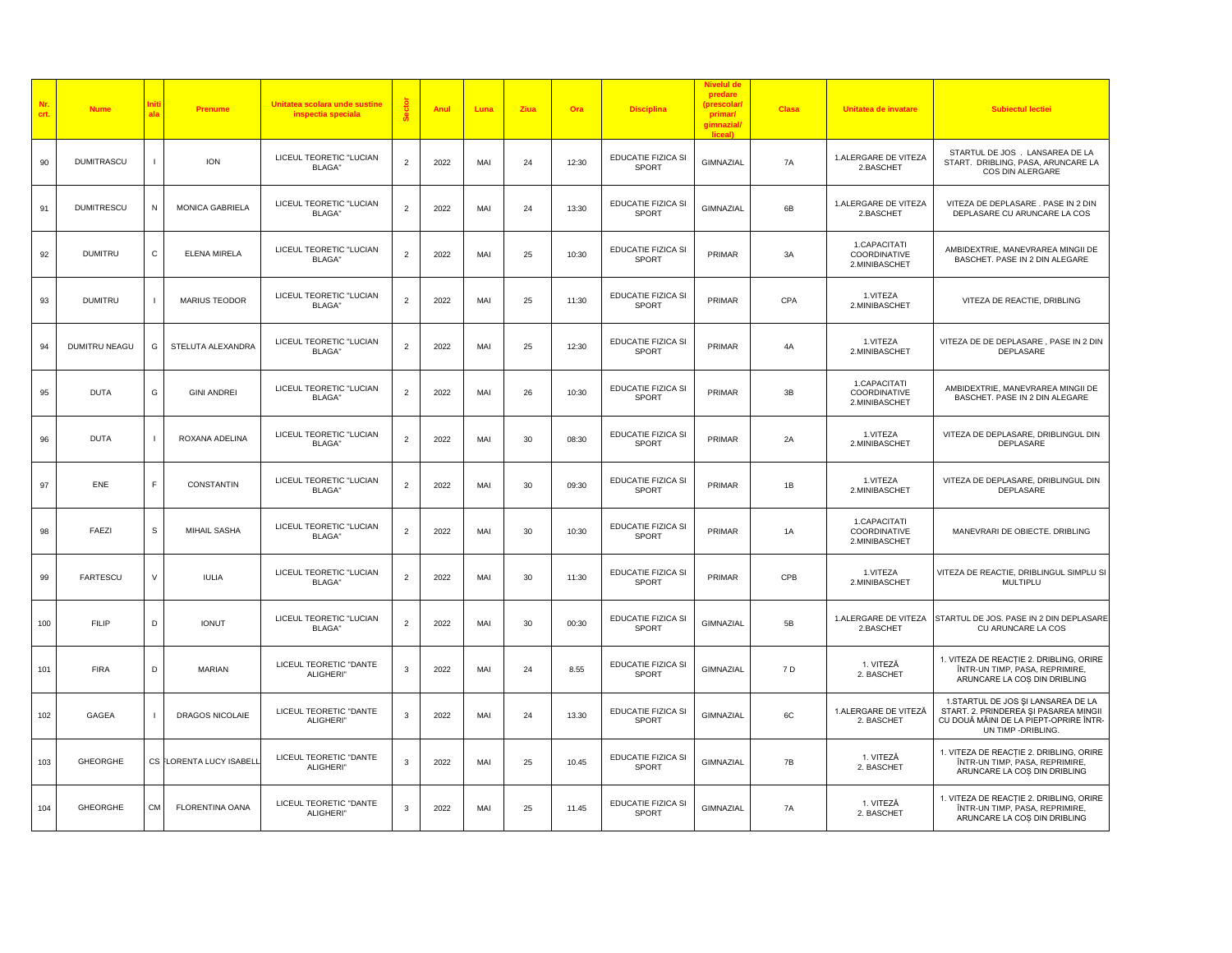| Nr. crt. | Nume | Initiala | Prenume | Unitatea scolara unde sustine inspectia speciala | Sector | Anul | Luna | Ziua | Ora | Disciplina | Nivelul de predare (prescolar/ primar/ gimnazial/ liceal) | Clasa | Unitatea de invatare | Subiectul lectiei |
|---|---|---|---|---|---|---|---|---|---|---|---|---|---|---|
| 90 | DUMITRASCU | I | ION | LICEUL TEORETIC "LUCIAN BLAGA" | 2 | 2022 | MAI | 24 | 12:30 | EDUCATIE FIZICA SI SPORT | GIMNAZIAL | 7A | 1.ALERGARE DE VITEZA 2.BASCHET | STARTUL DE JOS . LANSAREA DE LA START. DRIBLING, PASA, ARUNCARE LA COS DIN ALERGARE |
| 91 | DUMITRESCU | N | MONICA GABRIELA | LICEUL TEORETIC "LUCIAN BLAGA" | 2 | 2022 | MAI | 24 | 13:30 | EDUCATIE FIZICA SI SPORT | GIMNAZIAL | 6B | 1.ALERGARE DE VITEZA 2.BASCHET | VITEZA DE DEPLASARE . PASE IN 2 DIN DEPLASARE CU ARUNCARE LA COS |
| 92 | DUMITRU | C | ELENA MIRELA | LICEUL TEORETIC "LUCIAN BLAGA" | 2 | 2022 | MAI | 25 | 10:30 | EDUCATIE FIZICA SI SPORT | PRIMAR | 3A | 1.CAPACITATI COORDINATIVE 2.MINIBASCHET | AMBIDEXTRIE, MANEVRAREA MINGII DE BASCHET. PASE IN 2 DIN ALEGARE |
| 93 | DUMITRU | I | MARIUS TEODOR | LICEUL TEORETIC "LUCIAN BLAGA" | 2 | 2022 | MAI | 25 | 11:30 | EDUCATIE FIZICA SI SPORT | PRIMAR | CPA | 1.VITEZA 2.MINIBASCHET | VITEZA DE REACTIE, DRIBLING |
| 94 | DUMITRU NEAGU | G | STELUTA ALEXANDRA | LICEUL TEORETIC "LUCIAN BLAGA" | 2 | 2022 | MAI | 25 | 12:30 | EDUCATIE FIZICA SI SPORT | PRIMAR | 4A | 1.VITEZA 2.MINIBASCHET | VITEZA DE DE DEPLASARE , PASE IN 2 DIN DEPLASARE |
| 95 | DUTA | G | GINI ANDREI | LICEUL TEORETIC "LUCIAN BLAGA" | 2 | 2022 | MAI | 26 | 10:30 | EDUCATIE FIZICA SI SPORT | PRIMAR | 3B | 1.CAPACITATI COORDINATIVE 2.MINIBASCHET | AMBIDEXTRIE, MANEVRAREA MINGII DE BASCHET. PASE IN 2 DIN ALEGARE |
| 96 | DUTA | I | ROXANA ADELINA | LICEUL TEORETIC "LUCIAN BLAGA" | 2 | 2022 | MAI | 30 | 08:30 | EDUCATIE FIZICA SI SPORT | PRIMAR | 2A | 1.VITEZA 2.MINIBASCHET | VITEZA DE DEPLASARE, DRIBLINGUL DIN DEPLASARE |
| 97 | ENE | F | CONSTANTIN | LICEUL TEORETIC "LUCIAN BLAGA" | 2 | 2022 | MAI | 30 | 09:30 | EDUCATIE FIZICA SI SPORT | PRIMAR | 1B | 1.VITEZA 2.MINIBASCHET | VITEZA DE DEPLASARE, DRIBLINGUL DIN DEPLASARE |
| 98 | FAEZI | S | MIHAIL SASHA | LICEUL TEORETIC "LUCIAN BLAGA" | 2 | 2022 | MAI | 30 | 10:30 | EDUCATIE FIZICA SI SPORT | PRIMAR | 1A | 1.CAPACITATI COORDINATIVE 2.MINIBASCHET | MANEVRARI DE OBIECTE. DRIBLING |
| 99 | FARTESCU | V | IULIA | LICEUL TEORETIC "LUCIAN BLAGA" | 2 | 2022 | MAI | 30 | 11:30 | EDUCATIE FIZICA SI SPORT | PRIMAR | CPB | 1.VITEZA 2.MINIBASCHET | VITEZA DE REACTIE, DRIBLINGUL SIMPLU SI MULTIPLU |
| 100 | FILIP | D | IONUT | LICEUL TEORETIC "LUCIAN BLAGA" | 2 | 2022 | MAI | 30 | 00:30 | EDUCATIE FIZICA SI SPORT | GIMNAZIAL | 5B | 1.ALERGARE DE VITEZA 2.BASCHET | STARTUL DE JOS. PASE IN 2 DIN DEPLASARE CU ARUNCARE LA COS |
| 101 | FIRA | D | MARIAN | LICEUL TEORETIC "DANTE ALIGHERI" | 3 | 2022 | MAI | 24 | 8.55 | EDUCATIE FIZICA SI SPORT | GIMNAZIAL | 7 D | 1. VITEZĂ 2. BASCHET | 1. VITEZA DE REACȚIE 2. DRIBLING, ORIRE ÎNTR-UN TIMP, PASA, REPRIMIRE, ARUNCARE LA COȘ DIN DRIBLING |
| 102 | GAGEA | I | DRAGOS NICOLAIE | LICEUL TEORETIC "DANTE ALIGHERI" | 3 | 2022 | MAI | 24 | 13.30 | EDUCATIE FIZICA SI SPORT | GIMNAZIAL | 6C | 1.ALERGARE DE VITEZĂ 2. BASCHET | 1.STARTUL DE JOS ȘI LANSAREA DE LA START. 2. PRINDEREA ȘI PASAREA MINGII CU DOUĂ MÂINI DE LA PIEPT-OPRIRE ÎNTR-UN TIMP -DRIBLING. |
| 103 | GHEORGHE | CS | FLORENTA LUCY ISABELL | LICEUL TEORETIC "DANTE ALIGHERI" | 3 | 2022 | MAI | 25 | 10.45 | EDUCATIE FIZICA SI SPORT | GIMNAZIAL | 7B | 1. VITEZĂ 2. BASCHET | 1. VITEZA DE REACȚIE 2. DRIBLING, ORIRE ÎNTR-UN TIMP, PASA, REPRIMIRE, ARUNCARE LA COȘ DIN DRIBLING |
| 104 | GHEORGHE | CM | FLORENTINA OANA | LICEUL TEORETIC "DANTE ALIGHERI" | 3 | 2022 | MAI | 25 | 11.45 | EDUCATIE FIZICA SI SPORT | GIMNAZIAL | 7A | 1. VITEZĂ 2. BASCHET | 1. VITEZA DE REACȚIE 2. DRIBLING, ORIRE ÎNTR-UN TIMP, PASA, REPRIMIRE, ARUNCARE LA COȘ DIN DRIBLING |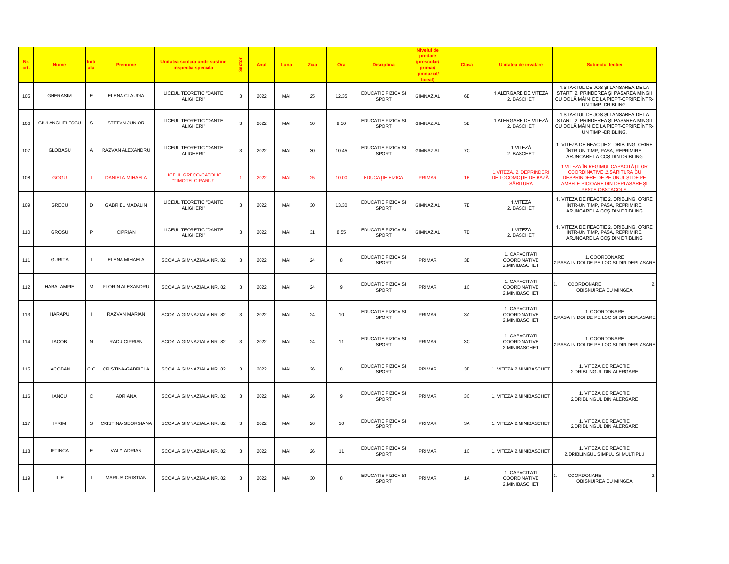| Nr. crt. | Nume | Initiala | Prenume | Unitatea scolara unde sustine inspectia speciala | Sector | Anul | Luna | Ziua | Ora | Disciplina | Nivelul de predare (prescolar/ primar/ gimnazial/ liceal) | Clasa | Unitatea de invatare | Subiectul lectiei |
|---|---|---|---|---|---|---|---|---|---|---|---|---|---|---|
| 105 | GHERASIM | E | ELENA CLAUDIA | LICEUL TEORETIC "DANTE ALIGHERI" | 3 | 2022 | MAI | 25 | 12.35 | EDUCATIE FIZICA SI SPORT | GIMNAZIAL | 6B | 1.ALERGARE DE VITEZĂ 2. BASCHET | 1.STARTUL DE JOS ŞI LANSAREA DE LA START. 2. PRINDEREA ŞI PASAREA MINGII CU DOUĂ MÂINI DE LA PIEPT-OPRIRE ÎNTR-UN TIMP -DRIBLING. |
| 106 | GIUI ANGHELESCU | S | STEFAN JUNIOR | LICEUL TEORETIC "DANTE ALIGHERI" | 3 | 2022 | MAI | 30 | 9.50 | EDUCATIE FIZICA SI SPORT | GIMNAZIAL | 5B | 1.ALERGARE DE VITEZĂ 2. BASCHET | 1.STARTUL DE JOS ŞI LANSAREA DE LA START. 2. PRINDEREA ŞI PASAREA MINGII CU DOUĂ MÂINI DE LA PIEPT-OPRIRE ÎNTR-UN TIMP -DRIBLING. |
| 107 | GLOBASU | A | RAZVAN ALEXANDRU | LICEUL TEORETIC "DANTE ALIGHERI" | 3 | 2022 | MAI | 30 | 10.45 | EDUCATIE FIZICA SI SPORT | GIMNAZIAL | 7C | 1.VITEZĂ 2. BASCHET | 1. VITEZA DE REACȚIE 2. DRIBLING, ORIRE ÎNTR-UN TIMP, PASA, REPRIMIRE, ARUNCARE LA COŞ DIN DRIBLING |
| 108 | GOGU | I | DANIELA-MIHAELA | LICEUL GRECO-CATOLIC "TIMOTEI CIPARIU" | 1 | 2022 | MAI | 25 | 10.00 | EDUCAȚIE FIZICĂ | PRIMAR | 1B | 1.VITEZA. 2. DEPRINDERI DE LOCOMOȚIE DE BAZĂ; SĂRITURA | 1.VITEZA ÎN REGIMUL CAPACITĂȚILOR COORDINATIVE..2.SĂRITURĂ CU DESPRINDERE DE PE UNUL ŞI DE PE AMBELE PICIOARE DIN DEPLASARE ŞI PESTE OBSTACOLE. |
| 109 | GRECU | D | GABRIEL MADALIN | LICEUL TEORETIC "DANTE ALIGHERI" | 3 | 2022 | MAI | 30 | 13.30 | EDUCATIE FIZICA SI SPORT | GIMNAZIAL | 7E | 1.VITEZĂ 2. BASCHET | 1. VITEZA DE REACȚIE 2. DRIBLING, ORIRE ÎNTR-UN TIMP, PASA, REPRIMIRE, ARUNCARE LA COŞ DIN DRIBLING |
| 110 | GROSU | P | CIPRIAN | LICEUL TEORETIC "DANTE ALIGHERI" | 3 | 2022 | MAI | 31 | 8.55 | EDUCATIE FIZICA SI SPORT | GIMNAZIAL | 7D | 1.VITEZĂ 2. BASCHET | 1. VITEZA DE REACȚIE 2. DRIBLING, ORIRE ÎNTR-UN TIMP, PASA, REPRIMIRE, ARUNCARE LA COŞ DIN DRIBLING |
| 111 | GURITA | I | ELENA MIHAELA | SCOALA GIMNAZIALA NR. 82 | 3 | 2022 | MAI | 24 | 8 | EDUCATIE FIZICA SI SPORT | PRIMAR | 3B | 1. CAPACITATI COORDINATIVE 2.MINIBASCHET | 1. COORDONARE 2.PASA IN DOI DE PE LOC SI DIN DEPLASARE |
| 112 | HARALAMPIE | M | FLORIN ALEXANDRU | SCOALA GIMNAZIALA NR. 82 | 3 | 2022 | MAI | 24 | 9 | EDUCATIE FIZICA SI SPORT | PRIMAR | 1C | 1. CAPACITATI COORDINATIVE 2.MINIBASCHET | 1. COORDONARE 2. OBISNUIREA CU MINGEA |
| 113 | HARAPU | I | RAZVAN MARIAN | SCOALA GIMNAZIALA NR. 82 | 3 | 2022 | MAI | 24 | 10 | EDUCATIE FIZICA SI SPORT | PRIMAR | 3A | 1. CAPACITATI COORDINATIVE 2.MINIBASCHET | 1. COORDONARE 2.PASA IN DOI DE PE LOC SI DIN DEPLASARE |
| 114 | IACOB | N | RADU CIPRIAN | SCOALA GIMNAZIALA NR. 82 | 3 | 2022 | MAI | 24 | 11 | EDUCATIE FIZICA SI SPORT | PRIMAR | 3C | 1. CAPACITATI COORDINATIVE 2.MINIBASCHET | 1. COORDONARE 2.PASA IN DOI DE PE LOC SI DIN DEPLASARE |
| 115 | IACOBAN | C.C | CRISTINA-GABRIELA | SCOALA GIMNAZIALA NR. 82 | 3 | 2022 | MAI | 26 | 8 | EDUCATIE FIZICA SI SPORT | PRIMAR | 3B | 1. VITEZA 2.MINIBASCHET | 1. VITEZA DE REACTIE 2.DRIBLINGUL DIN ALERGARE |
| 116 | IANCU | C | ADRIANA | SCOALA GIMNAZIALA NR. 82 | 3 | 2022 | MAI | 26 | 9 | EDUCATIE FIZICA SI SPORT | PRIMAR | 3C | 1. VITEZA 2.MINIBASCHET | 1. VITEZA DE REACTIE 2.DRIBLINGUL DIN ALERGARE |
| 117 | IFRIM | S | CRISTINA-GEORGIANA | SCOALA GIMNAZIALA NR. 82 | 3 | 2022 | MAI | 26 | 10 | EDUCATIE FIZICA SI SPORT | PRIMAR | 3A | 1. VITEZA 2.MINIBASCHET | 1. VITEZA DE REACTIE 2.DRIBLINGUL DIN ALERGARE |
| 118 | IFTINCA | E | VALY-ADRIAN | SCOALA GIMNAZIALA NR. 82 | 3 | 2022 | MAI | 26 | 11 | EDUCATIE FIZICA SI SPORT | PRIMAR | 1C | 1. VITEZA 2.MINIBASCHET | 1. VITEZA DE REACTIE 2.DRIBLINGUL SIMPLU SI MULTIPLU |
| 119 | ILIE | I | MARIUS CRISTIAN | SCOALA GIMNAZIALA NR. 82 | 3 | 2022 | MAI | 30 | 8 | EDUCATIE FIZICA SI SPORT | PRIMAR | 1A | 1. CAPACITATI COORDINATIVE 2.MINIBASCHET | 1. COORDONARE 2. OBISNUIREA CU MINGEA |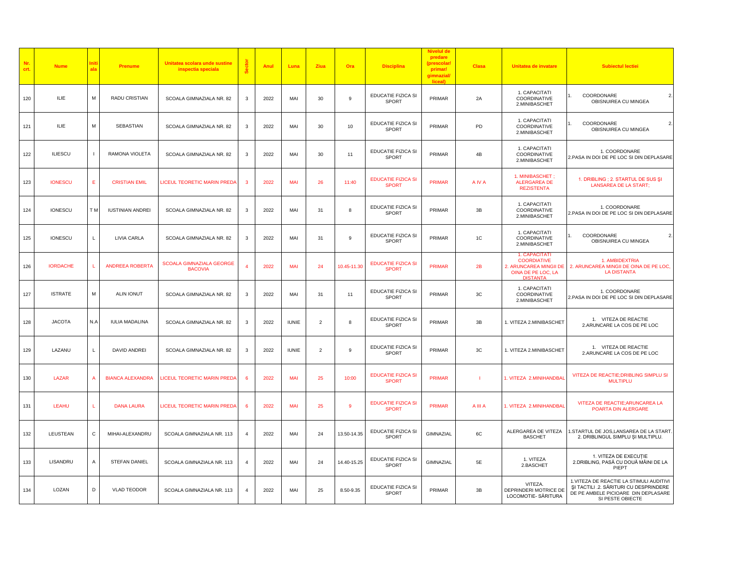| Nr. crt. | Nume | Initiala | Prenume | Unitatea scolara unde sustine inspectia speciala | Sector | Anul | Luna | Ziua | Ora | Disciplina | Nivelul de predare (prescolar/ primar/ gimnazial/ liceal) | Clasa | Unitatea de invatare | Subiectul lectiei |
|---|---|---|---|---|---|---|---|---|---|---|---|---|---|---|
| 120 | ILIE | M | RADU CRISTIAN | SCOALA GIMNAZIALA NR. 82 | 3 | 2022 | MAI | 30 | 9 | EDUCATIE FIZICA SI SPORT | PRIMAR | 2A | 1. CAPACITATI COORDINATIVE 2.MINIBASCHET | 1. COORDONARE 2. OBISNUIREA CU MINGEA |
| 121 | ILIE | M | SEBASTIAN | SCOALA GIMNAZIALA NR. 82 | 3 | 2022 | MAI | 30 | 10 | EDUCATIE FIZICA SI SPORT | PRIMAR | PD | 1. CAPACITATI COORDINATIVE 2.MINIBASCHET | 1. COORDONARE 2. OBISNUIREA CU MINGEA |
| 122 | ILIESCU | I | RAMONA VIOLETA | SCOALA GIMNAZIALA NR. 82 | 3 | 2022 | MAI | 30 | 11 | EDUCATIE FIZICA SI SPORT | PRIMAR | 4B | 1. CAPACITATI COORDINATIVE 2.MINIBASCHET | 1. COORDONARE 2.PASA IN DOI DE PE LOC SI DIN DEPLASARE |
| 123 | IONESCU | E | CRISTIAN EMIL | LICEUL TEORETIC MARIN PREDA | 3 | 2022 | MAI | 26 | 11:40 | EDUCATIE FIZICA SI SPORT | PRIMAR | A IV A | 1. MINIBASCHET ; ALERGAREA DE REZISTENTA | 1. DRIBLING ; 2. STARTUL DE SUS ŞI LANSAREA DE LA START; |
| 124 | IONESCU | T M | IUSTINIAN ANDREI | SCOALA GIMNAZIALA NR. 82 | 3 | 2022 | MAI | 31 | 8 | EDUCATIE FIZICA SI SPORT | PRIMAR | 3B | 1. CAPACITATI COORDINATIVE 2.MINIBASCHET | 1. COORDONARE 2.PASA IN DOI DE PE LOC SI DIN DEPLASARE |
| 125 | IONESCU | L | LIVIA CARLA | SCOALA GIMNAZIALA NR. 82 | 3 | 2022 | MAI | 31 | 9 | EDUCATIE FIZICA SI SPORT | PRIMAR | 1C | 1. CAPACITATI COORDINATIVE 2.MINIBASCHET | 1. COORDONARE 2. OBISNUIREA CU MINGEA |
| 126 | IORDACHE | L | ANDREEA ROBERTA | SCOALA GIMNAZIALA GEORGE BACOVIA | 4 | 2022 | MAI | 24 | 10.45-11.30 | EDUCATIE FIZICA SI SPORT | PRIMAR | 2B | 1. CAPACITATI COORDIATIVE 2. ARUNCAREA MINGII DE OINA DE PE LOC, LA DISTANTA | 1. AMBIDEXTRIA 2. ARUNCAREA MINGII DE OINA DE PE LOC, LA DISTANTA |
| 127 | ISTRATE | M | ALIN IONUT | SCOALA GIMNAZIALA NR. 82 | 3 | 2022 | MAI | 31 | 11 | EDUCATIE FIZICA SI SPORT | PRIMAR | 3C | 1. CAPACITATI COORDINATIVE 2.MINIBASCHET | 1. COORDONARE 2.PASA IN DOI DE PE LOC SI DIN DEPLASARE |
| 128 | JACOTA | N.A | IULIA MADALINA | SCOALA GIMNAZIALA NR. 82 | 3 | 2022 | IUNIE | 2 | 8 | EDUCATIE FIZICA SI SPORT | PRIMAR | 3B | 1. VITEZA 2.MINIBASCHET | 1. VITEZA DE REACTIE 2.ARUNCARE LA COS DE PE LOC |
| 129 | LAZANU | L | DAVID ANDREI | SCOALA GIMNAZIALA NR. 82 | 3 | 2022 | IUNIE | 2 | 9 | EDUCATIE FIZICA SI SPORT | PRIMAR | 3C | 1. VITEZA 2.MINIBASCHET | 1. VITEZA DE REACTIE 2.ARUNCARE LA COS DE PE LOC |
| 130 | LAZAR | A | BIANCA ALEXANDRA | LICEUL TEORETIC MARIN PREDA | 6 | 2022 | MAI | 25 | 10:00 | EDUCATIE FIZICA SI SPORT | PRIMAR | I | 1. VITEZA 2.MINIHANDBAL | VITEZA DE REACTIE;DRIBLING SIMPLU SI MULTIPLU |
| 131 | LEAHU | L | DANA LAURA | LICEUL TEORETIC MARIN PREDA | 6 | 2022 | MAI | 25 | 9 | EDUCATIE FIZICA SI SPORT | PRIMAR | A III A | 1. VITEZA 2.MINIHANDBAL | VITEZA DE REACTIE;ARUNCAREA LA POARTA DIN ALERGARE |
| 132 | LEUSTEAN | C | MIHAI-ALEXANDRU | SCOALA GIMNAZIALA NR. 113 | 4 | 2022 | MAI | 24 | 13.50-14.35 | EDUCATIE FIZICA SI SPORT | GIMNAZIAL | 6C | ALERGAREA DE VITEZA BASCHET | 1.STARTUL DE JOS,LANSAREA DE LA START. 2. DRIBLINGUL SIMPLU ȘI MULTIPLU. |
| 133 | LISANDRU | A | STEFAN DANIEL | SCOALA GIMNAZIALA NR. 113 | 4 | 2022 | MAI | 24 | 14.40-15.25 | EDUCATIE FIZICA SI SPORT | GIMNAZIAL | 5E | 1. VITEZA 2.BASCHET | 1. VITEZA DE EXECUȚIE 2.DRIBLING, PASĂ CU DOUĂ MÂINI DE LA PIEPT |
| 134 | LOZAN | D | VLAD TEODOR | SCOALA GIMNAZIALA NR. 113 | 4 | 2022 | MAI | 25 | 8.50-9.35 | EDUCATIE FIZICA SI SPORT | PRIMAR | 3B | VITEZA. DEPRINDERI MOTRICE DE LOCOMOTIE- SĂRITURA | 1.VITEZA DE REACTIE LA STIMULI AUDITIVI ŞI TACTILI .2. SĂRITURI CU DESPRINDERE DE PE AMBELE PICIOARE DIN DEPLASARE SI PESTE OBIECTE |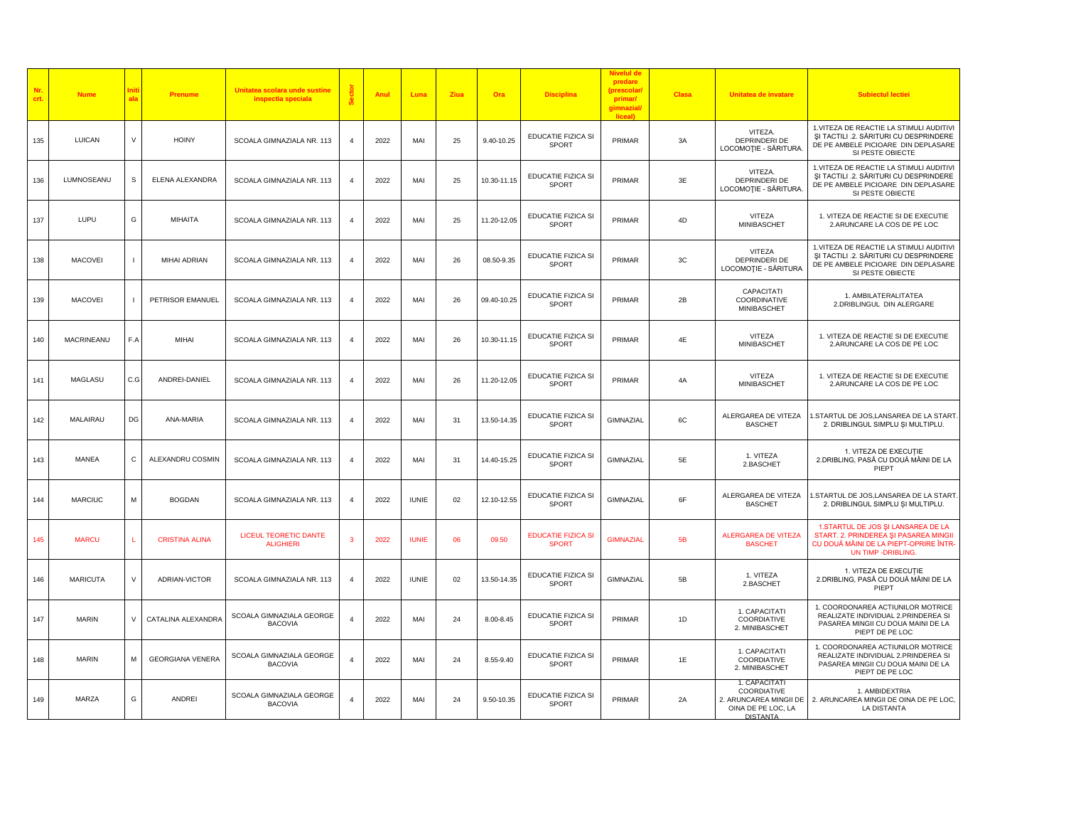| Nr. crt. | Nume | Initiala | Prenume | Unitatea scolara unde sustine inspectia speciala | Sector | Anul | Luna | Ziua | Ora | Disciplina | Nivelul de predare (prescolar/ primar/ gimnazial/ liceal) | Clasa | Unitatea de invatare | Subiectul lectiei |
|---|---|---|---|---|---|---|---|---|---|---|---|---|---|---|
| 135 | LUICAN | V | HOINY | SCOALA GIMNAZIALA NR. 113 | 4 | 2022 | MAI | 25 | 9.40-10.25 | EDUCATIE FIZICA SI SPORT | PRIMAR | 3A | VITEZA. DEPRINDERI DE LOCOMOȚIE - SĂRITURA. | 1.VITEZA DE REACTIE LA STIMULI AUDITIVI ŞI TACTILI .2. SĂRITURI CU DESPRINDERE DE PE AMBELE PICIOARE DIN DEPLASARE SI PESTE OBIECTE |
| 136 | LUMNOSEANU | S | ELENA ALEXANDRA | SCOALA GIMNAZIALA NR. 113 | 4 | 2022 | MAI | 25 | 10.30-11.15 | EDUCATIE FIZICA SI SPORT | PRIMAR | 3E | VITEZA. DEPRINDERI DE LOCOMOȚIE - SĂRITURA. | 1.VITEZA DE REACTIE LA STIMULI AUDITIVI ŞI TACTILI .2. SĂRITURI CU DESPRINDERE DE PE AMBELE PICIOARE DIN DEPLASARE SI PESTE OBIECTE |
| 137 | LUPU | G | MIHAITA | SCOALA GIMNAZIALA NR. 113 | 4 | 2022 | MAI | 25 | 11.20-12.05 | EDUCATIE FIZICA SI SPORT | PRIMAR | 4D | VITEZA MINIBASCHET | 1. VITEZA DE REACTIE SI DE EXECUTIE 2.ARUNCARE LA COS DE PE LOC |
| 138 | MACOVEI | I | MIHAI ADRIAN | SCOALA GIMNAZIALA NR. 113 | 4 | 2022 | MAI | 26 | 08.50-9.35 | EDUCATIE FIZICA SI SPORT | PRIMAR | 3C | VITEZA DEPRINDERI DE LOCOMOȚIE - SĂRITURA | 1.VITEZA DE REACTIE LA STIMULI AUDITIVI ŞI TACTILI .2. SĂRITURI CU DESPRINDERE DE PE AMBELE PICIOARE DIN DEPLASARE SI PESTE OBIECTE |
| 139 | MACOVEI | I | PETRISOR EMANUEL | SCOALA GIMNAZIALA NR. 113 | 4 | 2022 | MAI | 26 | 09.40-10.25 | EDUCATIE FIZICA SI SPORT | PRIMAR | 2B | CAPACITATI COORDINATIVE MINIBASCHET | 1. AMBILATERALITATEA 2.DRIBLINGUL DIN ALERGARE |
| 140 | MACRINEANU | F.A | MIHAI | SCOALA GIMNAZIALA NR. 113 | 4 | 2022 | MAI | 26 | 10.30-11.15 | EDUCATIE FIZICA SI SPORT | PRIMAR | 4E | VITEZA MINIBASCHET | 1. VITEZA DE REACTIE SI DE EXECUTIE 2.ARUNCARE LA COS DE PE LOC |
| 141 | MAGLASU | C.G | ANDREI-DANIEL | SCOALA GIMNAZIALA NR. 113 | 4 | 2022 | MAI | 26 | 11.20-12.05 | EDUCATIE FIZICA SI SPORT | PRIMAR | 4A | VITEZA MINIBASCHET | 1. VITEZA DE REACTIE SI DE EXECUTIE 2.ARUNCARE LA COS DE PE LOC |
| 142 | MALAIRAU | DG | ANA-MARIA | SCOALA GIMNAZIALA NR. 113 | 4 | 2022 | MAI | 31 | 13.50-14.35 | EDUCATIE FIZICA SI SPORT | GIMNAZIAL | 6C | ALERGAREA DE VITEZA BASCHET | 1.STARTUL DE JOS,LANSAREA DE LA START. 2. DRIBLINGUL SIMPLU ȘI MULTIPLU. |
| 143 | MANEA | C | ALEXANDRU COSMIN | SCOALA GIMNAZIALA NR. 113 | 4 | 2022 | MAI | 31 | 14.40-15.25 | EDUCATIE FIZICA SI SPORT | GIMNAZIAL | 5E | 1. VITEZA 2.BASCHET | 1. VITEZA DE EXECUȚIE 2.DRIBLING, PASĂ CU DOUĂ MÂINI DE LA PIEPT |
| 144 | MARCIUC | M | BOGDAN | SCOALA GIMNAZIALA NR. 113 | 4 | 2022 | IUNIE | 02 | 12.10-12.55 | EDUCATIE FIZICA SI SPORT | GIMNAZIAL | 6F | ALERGAREA DE VITEZA BASCHET | 1.STARTUL DE JOS,LANSAREA DE LA START. 2. DRIBLINGUL SIMPLU ȘI MULTIPLU. |
| 145 | MARCU | L | CRISTINA ALINA | LICEUL TEORETIC DANTE ALIGHIERI | 3 | 2022 | IUNIE | 06 | 09.50 | EDUCATIE FIZICA SI SPORT | GIMNAZIAL | 5B | ALERGAREA DE VITEZA BASCHET | 1.STARTUL DE JOS ŞI LANSAREA DE LA START. 2. PRINDEREA ŞI PASAREA MINGII CU DOUĂ MÂINI DE LA PIEPT-OPRIRE ÎNTR-UN TIMP -DRIBLING. |
| 146 | MARICUTA | V | ADRIAN-VICTOR | SCOALA GIMNAZIALA NR. 113 | 4 | 2022 | IUNIE | 02 | 13.50-14.35 | EDUCATIE FIZICA SI SPORT | GIMNAZIAL | 5B | 1. VITEZA 2.BASCHET | 1. VITEZA DE EXECUȚIE 2.DRIBLING, PASĂ CU DOUĂ MÂINI DE LA PIEPT |
| 147 | MARIN | V | CATALINA ALEXANDRA | SCOALA GIMNAZIALA GEORGE BACOVIA | 4 | 2022 | MAI | 24 | 8.00-8.45 | EDUCATIE FIZICA SI SPORT | PRIMAR | 1D | 1. CAPACITATI COORDIATIVE 2. MINIBASCHET | 1. COORDONAREA ACTIUNILOR MOTRICE REALIZATE INDIVIDUAL 2.PRINDEREA SI PASAREA MINGII CU DOUA MAINI DE LA PIEPT DE PE LOC |
| 148 | MARIN | M | GEORGIANA VENERA | SCOALA GIMNAZIALA GEORGE BACOVIA | 4 | 2022 | MAI | 24 | 8.55-9.40 | EDUCATIE FIZICA SI SPORT | PRIMAR | 1E | 1. CAPACITATI COORDIATIVE 2. MINIBASCHET | 1. COORDONAREA ACTIUNILOR MOTRICE REALIZATE INDIVIDUAL 2.PRINDEREA SI PASAREA MINGII CU DOUA MAINI DE LA PIEPT DE PE LOC |
| 149 | MARZA | G | ANDREI | SCOALA GIMNAZIALA GEORGE BACOVIA | 4 | 2022 | MAI | 24 | 9.50-10.35 | EDUCATIE FIZICA SI SPORT | PRIMAR | 2A | 1. CAPACITATI COORDIATIVE 2. ARUNCAREA MINGII DE OINA DE PE LOC, LA DISTANTA | 1. AMBIDEXTRIA 2. ARUNCAREA MINGII DE OINA DE PE LOC, LA DISTANTA |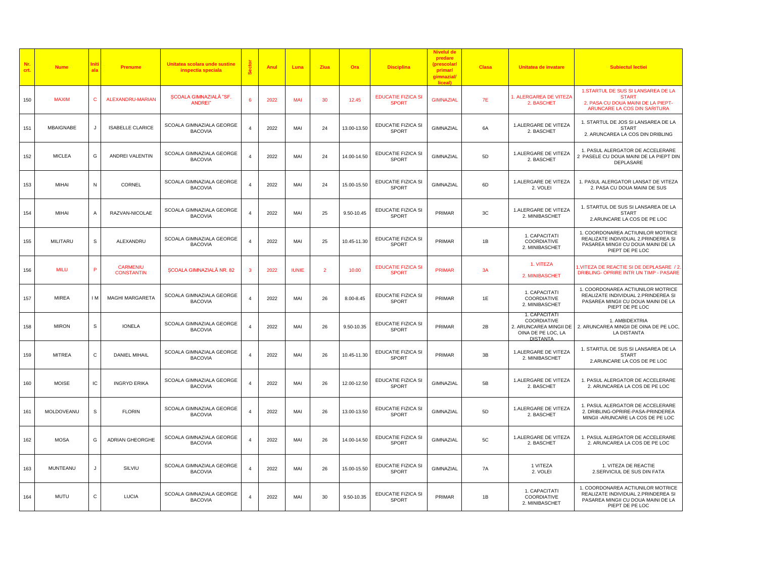| Nr. crt. | Nume | Initiala | Prenume | Unitatea scolara unde sustine inspectia speciala | Sector | Anul | Luna | Ziua | Ora | Disciplina | Nivelul de predare (prescolar/ primar/ gimnazial/ liceal) | Clasa | Unitatea de invatare | Subiectul lectiei |
|---|---|---|---|---|---|---|---|---|---|---|---|---|---|---|
| 150 | MAXIM | C | ALEXANDRU-MARIAN | ȘCOALA GIMNAZIALĂ "SF. ANDREI" | 6 | 2022 | MAI | 30 | 12.45 | EDUCATIE FIZICA SI SPORT | GIMNAZIAL | 7E | 1. ALERGAREA DE VITEZA 2. BASCHET | 1.STARTUL DE SUS SI LANSAREA DE LA START 2. PASA CU DOUA MAINI DE LA PIEPT- ARUNCARE LA COS DIN SARITURA |
| 151 | MBAIGNABE | J | ISABELLE CLARICE | SCOALA GIMNAZIALA GEORGE BACOVIA | 4 | 2022 | MAI | 24 | 13.00-13.50 | EDUCATIE FIZICA SI SPORT | GIMNAZIAL | 6A | 1.ALERGARE DE VITEZA 2. BASCHET | 1. STARTUL DE JOS SI LANSAREA DE LA START 2. ARUNCAREA LA COS DIN DRIBLING |
| 152 | MICLEA | G | ANDREI VALENTIN | SCOALA GIMNAZIALA GEORGE BACOVIA | 4 | 2022 | MAI | 24 | 14.00-14.50 | EDUCATIE FIZICA SI SPORT | GIMNAZIAL | 5D | 1.ALERGARE DE VITEZA 2. BASCHET | 1. PASUL ALERGATOR DE ACCELERARE 2 PASELE CU DOUA MAINI DE LA PIEPT DIN DEPLASARE |
| 153 | MIHAI | N | CORNEL | SCOALA GIMNAZIALA GEORGE BACOVIA | 4 | 2022 | MAI | 24 | 15.00-15.50 | EDUCATIE FIZICA SI SPORT | GIMNAZIAL | 6D | 1.ALERGARE DE VITEZA 2. VOLEI | 1. PASUL ALERGATOR LANSAT DE VITEZA 2. PASA CU DOUA MAINI DE SUS |
| 154 | MIHAI | A | RAZVAN-NICOLAE | SCOALA GIMNAZIALA GEORGE BACOVIA | 4 | 2022 | MAI | 25 | 9.50-10.45 | EDUCATIE FIZICA SI SPORT | PRIMAR | 3C | 1.ALERGARE DE VITEZA 2. MINIBASCHET | 1. STARTUL DE SUS SI LANSAREA DE LA START 2.ARUNCARE LA COS DE PE LOC |
| 155 | MILITARU | S | ALEXANDRU | SCOALA GIMNAZIALA GEORGE BACOVIA | 4 | 2022 | MAI | 25 | 10.45-11.30 | EDUCATIE FIZICA SI SPORT | PRIMAR | 1B | 1. CAPACITATI COORDIATIVE 2. MINIBASCHET | 1. COORDONAREA ACTIUNILOR MOTRICE REALIZATE INDIVIDUAL 2.PRINDEREA SI PASAREA MINGII CU DOUA MAINI DE LA PIEPT DE PE LOC |
| 156 | MILU | P | CARMENIU CONSTANTIN | ȘCOALA GIMNAZIALĂ NR. 82 | 3 | 2022 | IUNIE | 2 | 10.00 | EDUCATIE FIZICA SI SPORT | PRIMAR | 3A | 1. VITEZA 2. MINIBASCHET | 1.VITEZA DE REACTIE SI DE DEPLASARE / 2. DRIBLING- OPRIRE INTR UN TIMP - PASARE |
| 157 | MIREA | I M | MAGHI MARGARETA | SCOALA GIMNAZIALA GEORGE BACOVIA | 4 | 2022 | MAI | 26 | 8.00-8.45 | EDUCATIE FIZICA SI SPORT | PRIMAR | 1E | 1. CAPACITATI COORDIATIVE 2. MINIBASCHET | 1. COORDONAREA ACTIUNILOR MOTRICE REALIZATE INDIVIDUAL 2.PRINDEREA SI PASAREA MINGII CU DOUA MAINI DE LA PIEPT DE PE LOC |
| 158 | MIRON | S | IONELA | SCOALA GIMNAZIALA GEORGE BACOVIA | 4 | 2022 | MAI | 26 | 9.50-10.35 | EDUCATIE FIZICA SI SPORT | PRIMAR | 2B | 1. CAPACITATI COORDIATIVE 2. ARUNCAREA MINGII DE OINA DE PE LOC, LA DISTANTA | 1. AMBIDEXTRIA 2. ARUNCAREA MINGII DE OINA DE PE LOC, LA DISTANTA |
| 159 | MITREA | C | DANIEL MIHAIL | SCOALA GIMNAZIALA GEORGE BACOVIA | 4 | 2022 | MAI | 26 | 10.45-11.30 | EDUCATIE FIZICA SI SPORT | PRIMAR | 3B | 1.ALERGARE DE VITEZA 2. MINIBASCHET | 1. STARTUL DE SUS SI LANSAREA DE LA START 2.ARUNCARE LA COS DE PE LOC |
| 160 | MOISE | IC | INGRYD ERIKA | SCOALA GIMNAZIALA GEORGE BACOVIA | 4 | 2022 | MAI | 26 | 12.00-12.50 | EDUCATIE FIZICA SI SPORT | GIMNAZIAL | 5B | 1.ALERGARE DE VITEZA 2. BASCHET | 1. PASUL ALERGATOR DE ACCELERARE 2. ARUNCAREA LA COS DE PE LOC |
| 161 | MOLDOVEANU | S | FLORIN | SCOALA GIMNAZIALA GEORGE BACOVIA | 4 | 2022 | MAI | 26 | 13.00-13.50 | EDUCATIE FIZICA SI SPORT | GIMNAZIAL | 5D | 1.ALERGARE DE VITEZA 2. BASCHET | 1. PASUL ALERGATOR DE ACCELERARE 2. DRIBLING-OPRIRE-PASA-PRINDEREA MINGII -ARUNCARE LA COS DE PE LOC |
| 162 | MOSA | G | ADRIAN GHEORGHE | SCOALA GIMNAZIALA GEORGE BACOVIA | 4 | 2022 | MAI | 26 | 14.00-14.50 | EDUCATIE FIZICA SI SPORT | GIMNAZIAL | 5C | 1.ALERGARE DE VITEZA 2. BASCHET | 1. PASUL ALERGATOR DE ACCELERARE 2. ARUNCAREA LA COS DE PE LOC |
| 163 | MUNTEANU | J | SILVIU | SCOALA GIMNAZIALA GEORGE BACOVIA | 4 | 2022 | MAI | 26 | 15.00-15.50 | EDUCATIE FIZICA SI SPORT | GIMNAZIAL | 7A | 1 VITEZA 2. VOLEI | 1. VITEZA DE REACTIE 2.SERVICIUL DE SUS DIN FATA |
| 164 | MUTU | C | LUCIA | SCOALA GIMNAZIALA GEORGE BACOVIA | 4 | 2022 | MAI | 30 | 9.50-10.35 | EDUCATIE FIZICA SI SPORT | PRIMAR | 1B | 1. CAPACITATI COORDIATIVE 2. MINIBASCHET | 1. COORDONAREA ACTIUNILOR MOTRICE REALIZATE INDIVIDUAL 2.PRINDEREA SI PASAREA MINGII CU DOUA MAINI DE LA PIEPT DE PE LOC |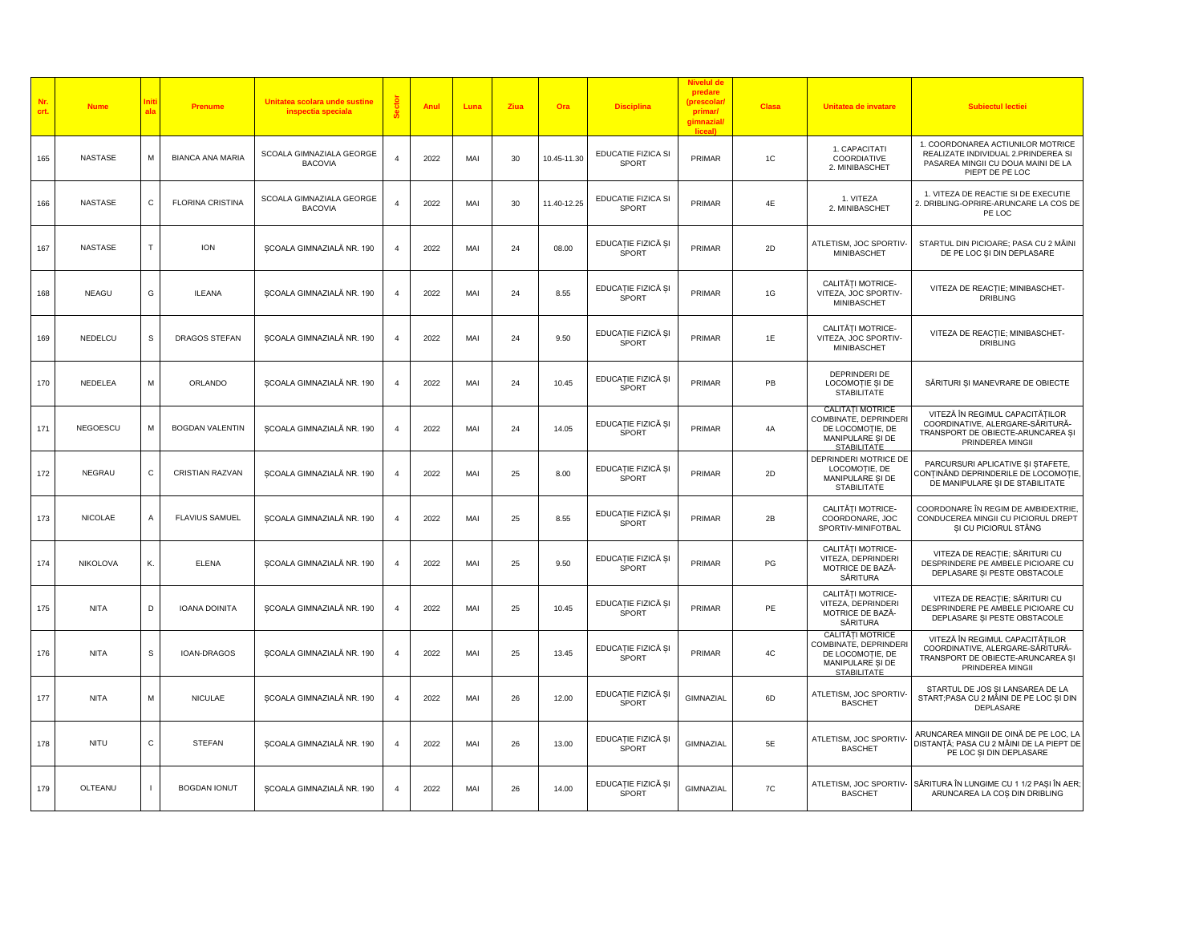| Nr. crt. | Nume | Initiala | Prenume | Unitatea scolara unde sustine inspectia speciala | Sector | Anul | Luna | Ziua | Ora | Disciplina | Nivelul de predare (prescolar/ primar/ gimnazial/ liceal) | Clasa | Unitatea de invatare | Subiectul lectiei |
|---|---|---|---|---|---|---|---|---|---|---|---|---|---|---|
| 165 | NASTASE | M | BIANCA ANA MARIA | SCOALA GIMNAZIALA GEORGE BACOVIA | 4 | 2022 | MAI | 30 | 10.45-11.30 | EDUCATIE FIZICA SI SPORT | PRIMAR | 1C | 1. CAPACITATI COORDIATIVE 2. MINIBASCHET | 1. COORDONAREA ACTIUNILOR MOTRICE REALIZATE INDIVIDUAL 2.PRINDEREA SI PASAREA MINGII CU DOUA MAINI DE LA PIEPT DE PE LOC |
| 166 | NASTASE | C | FLORINA CRISTINA | SCOALA GIMNAZIALA GEORGE BACOVIA | 4 | 2022 | MAI | 30 | 11.40-12.25 | EDUCATIE FIZICA SI SPORT | PRIMAR | 4E | 1. VITEZA 2. MINIBASCHET | 1. VITEZA DE REACTIE SI DE EXECUTIE 2. DRIBLING-OPRIRE-ARUNCARE LA COS DE PE LOC |
| 167 | NASTASE | T | ION | ŞCOALA GIMNAZIALĂ NR. 190 | 4 | 2022 | MAI | 24 | 08.00 | EDUCAŢIE FIZICĂ ŞI SPORT | PRIMAR | 2D | ATLETISM, JOC SPORTIV-MINIBASCHET | STARTUL DIN PICIOARE; PASA CU 2 MÂINI DE PE LOC ŞI DIN DEPLASARE |
| 168 | NEAGU | G | ILEANA | ŞCOALA GIMNAZIALĂ NR. 190 | 4 | 2022 | MAI | 24 | 8.55 | EDUCAŢIE FIZICĂ ŞI SPORT | PRIMAR | 1G | CALITĂŢI MOTRICE-VITEZA, JOC SPORTIV-MINIBASCHET | VITEZA DE REACŢIE; MINIBASCHET-DRIBLING |
| 169 | NEDELCU | S | DRAGOS STEFAN | ŞCOALA GIMNAZIALĂ NR. 190 | 4 | 2022 | MAI | 24 | 9.50 | EDUCAŢIE FIZICĂ ŞI SPORT | PRIMAR | 1E | CALITĂŢI MOTRICE-VITEZA, JOC SPORTIV-MINIBASCHET | VITEZA DE REACŢIE; MINIBASCHET-DRIBLING |
| 170 | NEDELEA | M | ORLANDO | ŞCOALA GIMNAZIALĂ NR. 190 | 4 | 2022 | MAI | 24 | 10.45 | EDUCAŢIE FIZICĂ ŞI SPORT | PRIMAR | PB | DEPRINDERI DE LOCOMOŢIE ŞI DE STABILITATE | SĂRITURI ŞI MANEVRARE DE OBIECTE |
| 171 | NEGOESCU | M | BOGDAN VALENTIN | ŞCOALA GIMNAZIALĂ NR. 190 | 4 | 2022 | MAI | 24 | 14.05 | EDUCAŢIE FIZICĂ ŞI SPORT | PRIMAR | 4A | CALITĂŢI MOTRICE COMBINATE, DEPRINDERI DE LOCOMOŢIE, DE MANIPULARE ŞI DE STABILITATE | VITEZĂ ÎN REGIMUL CAPACITĂŢILOR COORDINATIVE, ALERGARE-SĂRITURĂ-TRANSPORT DE OBIECTE-ARUNCAREA ŞI PRINDEREA MINGII |
| 172 | NEGRAU | C | CRISTIAN RAZVAN | ŞCOALA GIMNAZIALĂ NR. 190 | 4 | 2022 | MAI | 25 | 8.00 | EDUCAŢIE FIZICĂ ŞI SPORT | PRIMAR | 2D | DEPRINDERI MOTRICE DE LOCOMOŢIE, DE MANIPULARE ŞI DE STABILITATE | PARCURSURI APLICATIVE ŞI ŞTAFETE, CONŢINÂND DEPRINDERILE DE LOCOMOŢIE, DE MANIPULARE ŞI DE STABILITATE |
| 173 | NICOLAE | A | FLAVIUS SAMUEL | ŞCOALA GIMNAZIALĂ NR. 190 | 4 | 2022 | MAI | 25 | 8.55 | EDUCAŢIE FIZICĂ ŞI SPORT | PRIMAR | 2B | CALITĂŢI MOTRICE-COORDONARE, JOC SPORTIV-MINIFOTBAL | COORDONARE ÎN REGIM DE AMBIDEXTRIE, CONDUCEREA MINGII CU PICIORUL DREPT ŞI CU PICIORUL STÂNG |
| 174 | NIKOLOVA | K. | ELENA | ŞCOALA GIMNAZIALĂ NR. 190 | 4 | 2022 | MAI | 25 | 9.50 | EDUCAŢIE FIZICĂ ŞI SPORT | PRIMAR | PG | CALITĂŢI MOTRICE-VITEZA, DEPRINDERI MOTRICE DE BAZĂ-SĂRITURA | VITEZA DE REACŢIE; SĂRITURI CU DESPRINDERE PE AMBELE PICIOARE CU DEPLASARE ŞI PESTE OBSTACOLE |
| 175 | NITA | D | IOANA DOINITA | ŞCOALA GIMNAZIALĂ NR. 190 | 4 | 2022 | MAI | 25 | 10.45 | EDUCAŢIE FIZICĂ ŞI SPORT | PRIMAR | PE | CALITĂŢI MOTRICE-VITEZA, DEPRINDERI MOTRICE DE BAZĂ-SĂRITURA | VITEZA DE REACŢIE; SĂRITURI CU DESPRINDERE PE AMBELE PICIOARE CU DEPLASARE ŞI PESTE OBSTACOLE |
| 176 | NITA | S | IOAN-DRAGOS | ŞCOALA GIMNAZIALĂ NR. 190 | 4 | 2022 | MAI | 25 | 13.45 | EDUCAŢIE FIZICĂ ŞI SPORT | PRIMAR | 4C | CALITĂŢI MOTRICE COMBINATE, DEPRINDERI DE LOCOMOŢIE, DE MANIPULARE ŞI DE STABILITATE | VITEZĂ ÎN REGIMUL CAPACITĂŢILOR COORDINATIVE, ALERGARE-SĂRITURĂ-TRANSPORT DE OBIECTE-ARUNCAREA ŞI PRINDEREA MINGII |
| 177 | NITA | M | NICULAE | ŞCOALA GIMNAZIALĂ NR. 190 | 4 | 2022 | MAI | 26 | 12.00 | EDUCAŢIE FIZICĂ ŞI SPORT | GIMNAZIAL | 6D | ATLETISM, JOC SPORTIV-BASCHET | STARTUL DE JOS ŞI LANSAREA DE LA START;PASA CU 2 MÂINI DE PE LOC ŞI DIN DEPLASARE |
| 178 | NITU | C | STEFAN | ŞCOALA GIMNAZIALĂ NR. 190 | 4 | 2022 | MAI | 26 | 13.00 | EDUCAŢIE FIZICĂ ŞI SPORT | GIMNAZIAL | 5E | ATLETISM, JOC SPORTIV-BASCHET | ARUNCAREA MINGII DE OINĂ DE PE LOC, LA DISTANŢĂ; PASA CU 2 MÂINI DE LA PIEPT DE PE LOC ŞI DIN DEPLASARE |
| 179 | OLTEANU | I | BOGDAN IONUT | ŞCOALA GIMNAZIALĂ NR. 190 | 4 | 2022 | MAI | 26 | 14.00 | EDUCAŢIE FIZICĂ ŞI SPORT | GIMNAZIAL | 7C | ATLETISM, JOC SPORTIV-BASCHET | SĂRITURA ÎN LUNGIME CU 1 1/2 PAŞI ÎN AER; ARUNCAREA LA COŞ DIN DRIBLING |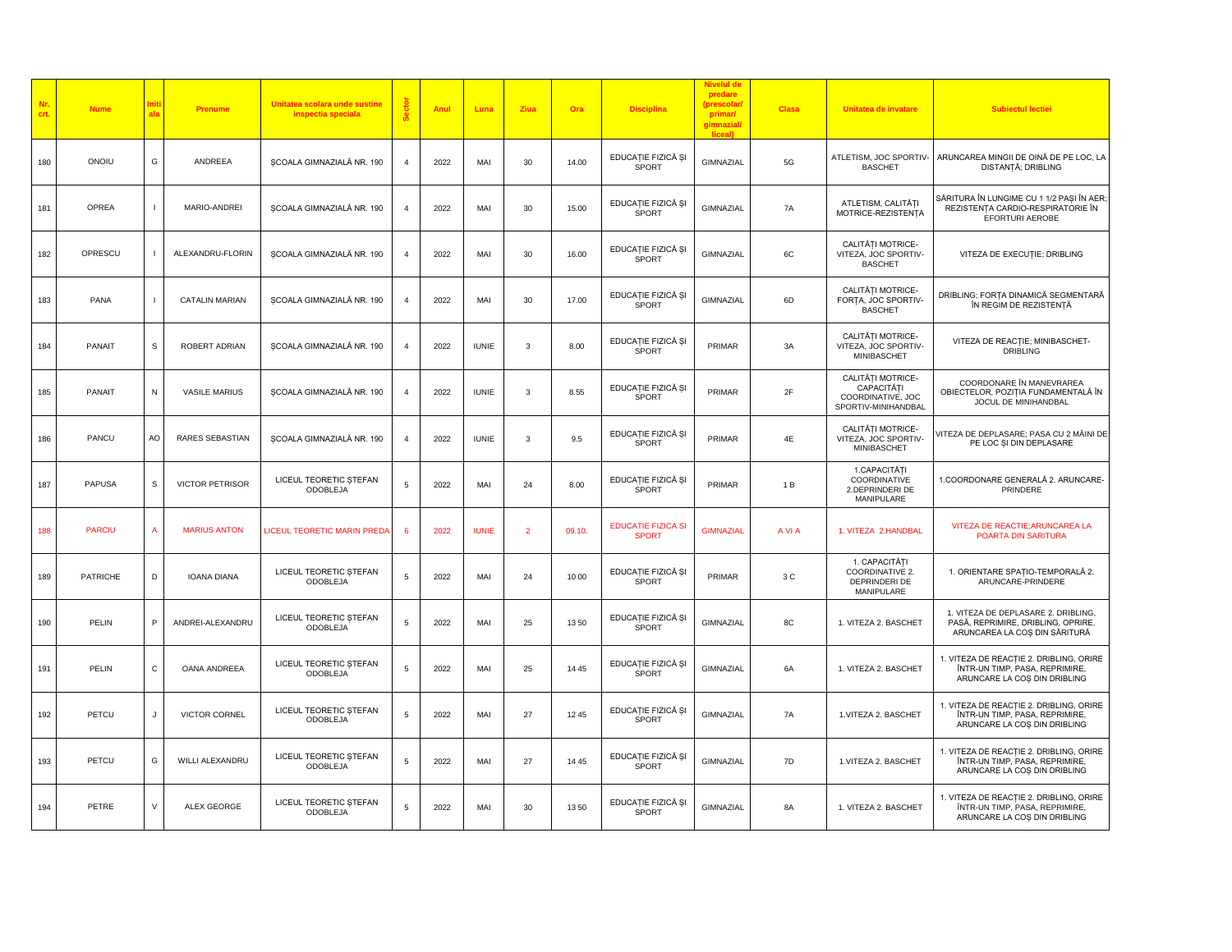| Nr. crt. | Nume | Initiala | Prenume | Unitatea scolara unde sustine inspectia speciala | Sector | Anul | Luna | Ziua | Ora | Disciplina | Nivelul de predare (prescolar/ primar/ gimnazial/ liceal) | Clasa | Unitatea de invatare | Subiectul lectiei |
|---|---|---|---|---|---|---|---|---|---|---|---|---|---|---|
| 180 | ONOIU | G | ANDREEA | ŞCOALA GIMNAZIALĂ NR. 190 | 4 | 2022 | MAI | 30 | 14.00 | EDUCAŢIE FIZICĂ ŞI SPORT | GIMNAZIAL | 5G | ATLETISM, JOC SPORTIV-BASCHET | ARUNCAREA MINGII DE OINĂ DE PE LOC, LA DISTANŢĂ; DRIBLING |
| 181 | OPREA | I | MARIO-ANDREI | ŞCOALA GIMNAZIALĂ NR. 190 | 4 | 2022 | MAI | 30 | 15.00 | EDUCAŢIE FIZICĂ ŞI SPORT | GIMNAZIAL | 7A | ATLETISM, CALITĂŢI MOTRICE-REZISTENŢA | SĂRITURA ÎN LUNGIME CU 1 1/2 PAŞI ÎN AER; REZISTENŢA CARDIO-RESPIRATORIE ÎN EFORTURI AEROBE |
| 182 | OPRESCU | I | ALEXANDRU-FLORIN | ŞCOALA GIMNAZIALĂ NR. 190 | 4 | 2022 | MAI | 30 | 16.00 | EDUCAŢIE FIZICĂ ŞI SPORT | GIMNAZIAL | 6C | CALITĂŢI MOTRICE-VITEZA, JOC SPORTIV-BASCHET | VITEZA DE EXECUŢIE; DRIBLING |
| 183 | PANA | I | CATALIN MARIAN | ŞCOALA GIMNAZIALĂ NR. 190 | 4 | 2022 | MAI | 30 | 17.00 | EDUCAŢIE FIZICĂ ŞI SPORT | GIMNAZIAL | 6D | CALITĂŢI MOTRICE-FORŢA, JOC SPORTIV-BASCHET | DRIBLING; FORŢA DINAMICĂ SEGMENTARĂ ÎN REGIM DE REZISTENŢĂ |
| 184 | PANAIT | S | ROBERT ADRIAN | ŞCOALA GIMNAZIALĂ NR. 190 | 4 | 2022 | IUNIE | 3 | 8.00 | EDUCAŢIE FIZICĂ ŞI SPORT | PRIMAR | 3A | CALITĂŢI MOTRICE-VITEZA, JOC SPORTIV-MINIBASCHET | VITEZA DE REACŢIE; MINIBASCHET-DRIBLING |
| 185 | PANAIT | N | VASILE MARIUS | ŞCOALA GIMNAZIALĂ NR. 190 | 4 | 2022 | IUNIE | 3 | 8.55 | EDUCAŢIE FIZICĂ ŞI SPORT | PRIMAR | 2F | CALITĂŢI MOTRICE-CAPACITĂŢI COORDINATIVE, JOC SPORTIV-MINIHANDBAL | COORDONARE ÎN MANEVRAREA OBIECTELOR, POZIŢIA FUNDAMENTALĂ ÎN JOCUL DE MINIHANDBAL |
| 186 | PANCU | AO | RARES SEBASTIAN | ŞCOALA GIMNAZIALĂ NR. 190 | 4 | 2022 | IUNIE | 3 | 9.5 | EDUCAŢIE FIZICĂ ŞI SPORT | PRIMAR | 4E | CALITĂŢI MOTRICE-VITEZA, JOC SPORTIV-MINIBASCHET | VITEZA DE DEPLASARE; PASA CU 2 MÂINI DE PE LOC ŞI DIN DEPLASARE |
| 187 | PAPUSA | S | VICTOR PETRISOR | LICEUL TEORETIC ŞTEFAN ODOBLEJA | 5 | 2022 | MAI | 24 | 8.00 | EDUCAŢIE FIZICĂ ŞI SPORT | PRIMAR | 1 B | 1.CAPACITĂŢI COORDINATIVE 2.DEPRINDERI DE MANIPULARE | 1.COORDONARE GENERALĂ 2. ARUNCARE-PRINDERE |
| 188 | PARCIU | A | MARIUS ANTON | LICEUL TEORETIC MARIN PREDA | 6 | 2022 | IUNIE | 2 | 09.10. | EDUCATIE FIZICA SI SPORT | GIMNAZIAL | A VI A | 1. VITEZA 2.HANDBAL | VITEZA DE REACTIE;ARUNCAREA LA POARTA DIN SARITURA |
| 189 | PATRICHE | D | IOANA DIANA | LICEUL TEORETIC ŞTEFAN ODOBLEJA | 5 | 2022 | MAI | 24 | 10 00 | EDUCAŢIE FIZICĂ ŞI SPORT | PRIMAR | 3 C | 1. CAPACITĂŢI COORDINATIVE 2. DEPRINDERI DE MANIPULARE | 1. ORIENTARE SPAŢIO-TEMPORALĂ 2. ARUNCARE-PRINDERE |
| 190 | PELIN | P | ANDREI-ALEXANDRU | LICEUL TEORETIC ŞTEFAN ODOBLEJA | 5 | 2022 | MAI | 25 | 13 50 | EDUCAŢIE FIZICĂ ŞI SPORT | GIMNAZIAL | 8C | 1. VITEZA 2. BASCHET | 1. VITEZA DE DEPLASARE 2. DRIBLING, PASĂ, REPRIMIRE, DRIBLING, OPRIRE, ARUNCAREA LA COŞ DIN SĂRITURĂ |
| 191 | PELIN | C | OANA ANDREEA | LICEUL TEORETIC ŞTEFAN ODOBLEJA | 5 | 2022 | MAI | 25 | 14 45 | EDUCAŢIE FIZICĂ ŞI SPORT | GIMNAZIAL | 6A | 1. VITEZA 2. BASCHET | 1. VITEZA DE REACŢIE 2. DRIBLING, ORIRE ÎNTR-UN TIMP, PASA, REPRIMIRE, ARUNCARE LA COŞ DIN DRIBLING |
| 192 | PETCU | J | VICTOR CORNEL | LICEUL TEORETIC ŞTEFAN ODOBLEJA | 5 | 2022 | MAI | 27 | 12 45 | EDUCAŢIE FIZICĂ ŞI SPORT | GIMNAZIAL | 7A | 1.VITEZA 2. BASCHET | 1. VITEZA DE REACŢIE 2. DRIBLING, ORIRE ÎNTR-UN TIMP, PASA, REPRIMIRE, ARUNCARE LA COŞ DIN DRIBLING |
| 193 | PETCU | G | WILLI ALEXANDRU | LICEUL TEORETIC ŞTEFAN ODOBLEJA | 5 | 2022 | MAI | 27 | 14 45 | EDUCAŢIE FIZICĂ ŞI SPORT | GIMNAZIAL | 7D | 1.VITEZA 2. BASCHET | 1. VITEZA DE REACŢIE 2. DRIBLING, ORIRE ÎNTR-UN TIMP, PASA, REPRIMIRE, ARUNCARE LA COŞ DIN DRIBLING |
| 194 | PETRE | V | ALEX GEORGE | LICEUL TEORETIC ŞTEFAN ODOBLEJA | 5 | 2022 | MAI | 30 | 13 50 | EDUCAŢIE FIZICĂ ŞI SPORT | GIMNAZIAL | 8A | 1. VITEZA 2. BASCHET | 1. VITEZA DE REACŢIE 2. DRIBLING, ORIRE ÎNTR-UN TIMP, PASA, REPRIMIRE, ARUNCARE LA COŞ DIN DRIBLING |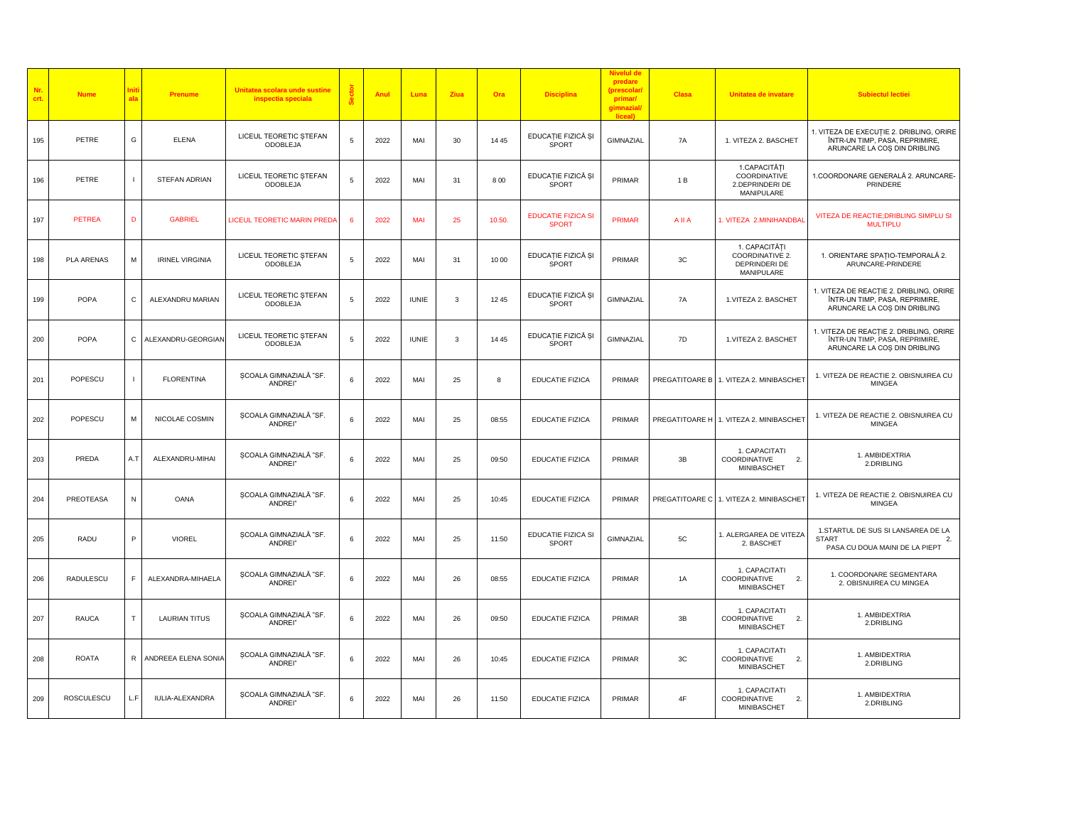| Nr. crt. | Nume | Initiala | Prenume | Unitatea scolara unde sustine inspectia speciala | Sector | Anul | Luna | Ziua | Ora | Disciplina | Nivelul de predare (prescolar/ primar/ gimnazial/ liceal) | Clasa | Unitatea de invatare | Subiectul lectiei |
|---|---|---|---|---|---|---|---|---|---|---|---|---|---|---|
| 195 | PETRE | G | ELENA | LICEUL TEORETIC ȘTEFAN ODOBLEJA | 5 | 2022 | MAI | 30 | 14 45 | EDUCAȚIE FIZICĂ ȘI SPORT | GIMNAZIAL | 7A | 1. VITEZA 2. BASCHET | 1. VITEZA DE EXECUȚIE 2. DRIBLING, ORIRE ÎNTR-UN TIMP, PASA, REPRIMIRE, ARUNCARE LA COȘ DIN DRIBLING |
| 196 | PETRE | I | STEFAN ADRIAN | LICEUL TEORETIC ȘTEFAN ODOBLEJA | 5 | 2022 | MAI | 31 | 8 00 | EDUCAȚIE FIZICĂ ȘI SPORT | PRIMAR | 1 B | 1.CAPACITĂȚI COORDINATIVE 2.DEPRINDERI DE MANIPULARE | 1.COORDONARE GENERALĂ 2. ARUNCARE-PRINDERE |
| 197 | PETREA | D | GABRIEL | LICEUL TEORETIC MARIN PREDA | 6 | 2022 | MAI | 25 | 10.50. | EDUCATIE FIZICA SI SPORT | PRIMAR | A II A | 1. VITEZA 2.MINIHANDBAL | VITEZA DE REACTIE;DRIBLING SIMPLU SI MULTIPLU |
| 198 | PLA ARENAS | M | IRINEL VIRGINIA | LICEUL TEORETIC ȘTEFAN ODOBLEJA | 5 | 2022 | MAI | 31 | 10 00 | EDUCAȚIE FIZICĂ ȘI SPORT | PRIMAR | 3C | 1. CAPACITĂȚI COORDINATIVE 2. DEPRINDERI DE MANIPULARE | 1. ORIENTARE SPAȚIO-TEMPORALĂ 2. ARUNCARE-PRINDERE |
| 199 | POPA | C | ALEXANDRU MARIAN | LICEUL TEORETIC ȘTEFAN ODOBLEJA | 5 | 2022 | IUNIE | 3 | 12 45 | EDUCAȚIE FIZICĂ ȘI SPORT | GIMNAZIAL | 7A | 1.VITEZA 2. BASCHET | 1. VITEZA DE REACȚIE 2. DRIBLING, ORIRE ÎNTR-UN TIMP, PASA, REPRIMIRE, ARUNCARE LA COȘ DIN DRIBLING |
| 200 | POPA | C | ALEXANDRU-GEORGIAN | LICEUL TEORETIC ȘTEFAN ODOBLEJA | 5 | 2022 | IUNIE | 3 | 14 45 | EDUCAȚIE FIZICĂ ȘI SPORT | GIMNAZIAL | 7D | 1.VITEZA 2. BASCHET | 1. VITEZA DE REACȚIE 2. DRIBLING, ORIRE ÎNTR-UN TIMP, PASA, REPRIMIRE, ARUNCARE LA COȘ DIN DRIBLING |
| 201 | POPESCU | I | FLORENTINA | ȘCOALA GIMNAZIALĂ "SF. ANDREI" | 6 | 2022 | MAI | 25 | 8 | EDUCATIE FIZICA | PRIMAR | PREGATITOARE B | 1. VITEZA 2. MINIBASCHET | 1. VITEZA DE REACTIE 2. OBISNUIREA CU MINGEA |
| 202 | POPESCU | M | NICOLAE COSMIN | ȘCOALA GIMNAZIALĂ "SF. ANDREI" | 6 | 2022 | MAI | 25 | 08:55 | EDUCATIE FIZICA | PRIMAR | PREGATITOARE H | 1. VITEZA 2. MINIBASCHET | 1. VITEZA DE REACTIE 2. OBISNUIREA CU MINGEA |
| 203 | PREDA | A.T | ALEXANDRU-MIHAI | ȘCOALA GIMNAZIALĂ "SF. ANDREI" | 6 | 2022 | MAI | 25 | 09:50 | EDUCATIE FIZICA | PRIMAR | 3B | 1. CAPACITATI COORDINATIVE 2. MINIBASCHET | 1. AMBIDEXTRIA 2.DRIBLING |
| 204 | PREOTEASA | N | OANA | ȘCOALA GIMNAZIALĂ "SF. ANDREI" | 6 | 2022 | MAI | 25 | 10:45 | EDUCATIE FIZICA | PRIMAR | PREGATITOARE C | 1. VITEZA 2. MINIBASCHET | 1. VITEZA DE REACTIE 2. OBISNUIREA CU MINGEA |
| 205 | RADU | P | VIOREL | ȘCOALA GIMNAZIALĂ "SF. ANDREI" | 6 | 2022 | MAI | 25 | 11:50 | EDUCATIE FIZICA SI SPORT | GIMNAZIAL | 5C | 1. ALERGAREA DE VITEZA 2. BASCHET | 1.STARTUL DE SUS SI LANSAREA DE LA START 2. PASA CU DOUA MAINI DE LA PIEPT |
| 206 | RADULESCU | F | ALEXANDRA-MIHAELA | ȘCOALA GIMNAZIALĂ "SF. ANDREI" | 6 | 2022 | MAI | 26 | 08:55 | EDUCATIE FIZICA | PRIMAR | 1A | 1. CAPACITATI COORDINATIVE 2. MINIBASCHET | 1. COORDONARE SEGMENTARA 2. OBISNUIREA CU MINGEA |
| 207 | RAUCA | T | LAURIAN TITUS | ȘCOALA GIMNAZIALĂ "SF. ANDREI" | 6 | 2022 | MAI | 26 | 09:50 | EDUCATIE FIZICA | PRIMAR | 3B | 1. CAPACITATI COORDINATIVE 2. MINIBASCHET | 1. AMBIDEXTRIA 2.DRIBLING |
| 208 | ROATA | R | ANDREEA ELENA SONIA | ȘCOALA GIMNAZIALĂ "SF. ANDREI" | 6 | 2022 | MAI | 26 | 10:45 | EDUCATIE FIZICA | PRIMAR | 3C | 1. CAPACITATI COORDINATIVE 2. MINIBASCHET | 1. AMBIDEXTRIA 2.DRIBLING |
| 209 | ROSCULESCU | L.F | IULIA-ALEXANDRA | ȘCOALA GIMNAZIALĂ "SF. ANDREI" | 6 | 2022 | MAI | 26 | 11:50 | EDUCATIE FIZICA | PRIMAR | 4F | 1. CAPACITATI COORDINATIVE 2. MINIBASCHET | 1. AMBIDEXTRIA 2.DRIBLING |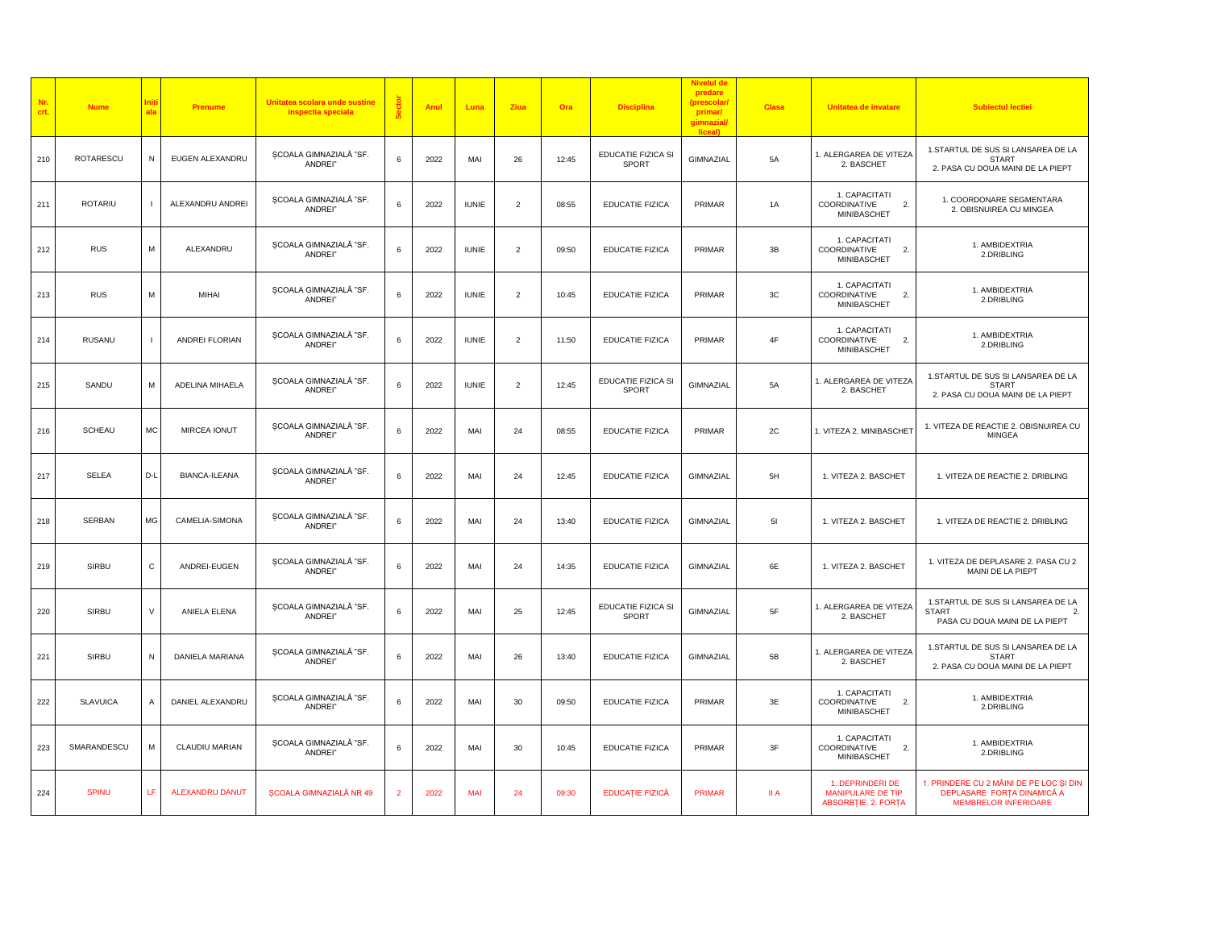| Nr. crt. | Nume | Initiala | Prenume | Unitatea scolara unde sustine inspectia speciala | Sector | Anul | Luna | Ziua | Ora | Disciplina | Nivelul de predare (prescolar/ primar/ gimnazial/ liceal) | Clasa | Unitatea de invatare | Subiectul lectiei |
|---|---|---|---|---|---|---|---|---|---|---|---|---|---|---|
| 210 | ROTARESCU | N | EUGEN ALEXANDRU | ŞCOALA GIMNAZIALĂ "SF. ANDREI" | 6 | 2022 | MAI | 26 | 12:45 | EDUCATIE FIZICA SI SPORT | GIMNAZIAL | 5A | 1. ALERGAREA DE VITEZA 2. BASCHET | 1.STARTUL DE SUS SI LANSAREA DE LA START 2. PASA CU DOUA MAINI DE LA PIEPT |
| 211 | ROTARIU | I | ALEXANDRU ANDREI | ŞCOALA GIMNAZIALĂ "SF. ANDREI" | 6 | 2022 | IUNIE | 2 | 08:55 | EDUCATIE FIZICA | PRIMAR | 1A | 1. CAPACITATI COORDINATIVE 2. MINIBASCHET | 1. COORDONARE SEGMENTARA 2. OBISNUIREA CU MINGEA |
| 212 | RUS | M | ALEXANDRU | ŞCOALA GIMNAZIALĂ "SF. ANDREI" | 6 | 2022 | IUNIE | 2 | 09:50 | EDUCATIE FIZICA | PRIMAR | 3B | 1. CAPACITATI COORDINATIVE 2. MINIBASCHET | 1. AMBIDEXTRIA 2.DRIBLING |
| 213 | RUS | M | MIHAI | ŞCOALA GIMNAZIALĂ "SF. ANDREI" | 6 | 2022 | IUNIE | 2 | 10:45 | EDUCATIE FIZICA | PRIMAR | 3C | 1. CAPACITATI COORDINATIVE 2. MINIBASCHET | 1. AMBIDEXTRIA 2.DRIBLING |
| 214 | RUSANU | I | ANDREI FLORIAN | ŞCOALA GIMNAZIALĂ "SF. ANDREI" | 6 | 2022 | IUNIE | 2 | 11:50 | EDUCATIE FIZICA | PRIMAR | 4F | 1. CAPACITATI COORDINATIVE 2. MINIBASCHET | 1. AMBIDEXTRIA 2.DRIBLING |
| 215 | SANDU | M | ADELINA MIHAELA | ŞCOALA GIMNAZIALĂ "SF. ANDREI" | 6 | 2022 | IUNIE | 2 | 12:45 | EDUCATIE FIZICA SI SPORT | GIMNAZIAL | 5A | 1. ALERGAREA DE VITEZA 2. BASCHET | 1.STARTUL DE SUS SI LANSAREA DE LA START 2. PASA CU DOUA MAINI DE LA PIEPT |
| 216 | SCHEAU | MC | MIRCEA IONUT | ŞCOALA GIMNAZIALĂ "SF. ANDREI" | 6 | 2022 | MAI | 24 | 08:55 | EDUCATIE FIZICA | PRIMAR | 2C | 1. VITEZA 2. MINIBASCHET | 1. VITEZA DE REACTIE 2. OBISNUIREA CU MINGEA |
| 217 | SELEA | D-L | BIANCA-ILEANA | ŞCOALA GIMNAZIALĂ "SF. ANDREI" | 6 | 2022 | MAI | 24 | 12:45 | EDUCATIE FIZICA | GIMNAZIAL | 5H | 1. VITEZA 2. BASCHET | 1. VITEZA DE REACTIE 2. DRIBLING |
| 218 | SERBAN | MG | CAMELIA-SIMONA | ŞCOALA GIMNAZIALĂ "SF. ANDREI" | 6 | 2022 | MAI | 24 | 13:40 | EDUCATIE FIZICA | GIMNAZIAL | 5I | 1. VITEZA 2. BASCHET | 1. VITEZA DE REACTIE 2. DRIBLING |
| 219 | SIRBU | C | ANDREI-EUGEN | ŞCOALA GIMNAZIALĂ "SF. ANDREI" | 6 | 2022 | MAI | 24 | 14:35 | EDUCATIE FIZICA | GIMNAZIAL | 6E | 1. VITEZA 2. BASCHET | 1. VITEZA DE DEPLASARE 2. PASA CU 2 MAINI DE LA PIEPT |
| 220 | SIRBU | V | ANIELA ELENA | ŞCOALA GIMNAZIALĂ "SF. ANDREI" | 6 | 2022 | MAI | 25 | 12:45 | EDUCATIE FIZICA SI SPORT | GIMNAZIAL | 5F | 1. ALERGAREA DE VITEZA 2. BASCHET | 1.STARTUL DE SUS SI LANSAREA DE LA START 2. PASA CU DOUA MAINI DE LA PIEPT |
| 221 | SIRBU | N | DANIELA MARIANA | ŞCOALA GIMNAZIALĂ "SF. ANDREI" | 6 | 2022 | MAI | 26 | 13:40 | EDUCATIE FIZICA | GIMNAZIAL | 5B | 1. ALERGAREA DE VITEZA 2. BASCHET | 1.STARTUL DE SUS SI LANSAREA DE LA START 2. PASA CU DOUA MAINI DE LA PIEPT |
| 222 | SLAVUICA | A | DANIEL ALEXANDRU | ŞCOALA GIMNAZIALĂ "SF. ANDREI" | 6 | 2022 | MAI | 30 | 09:50 | EDUCATIE FIZICA | PRIMAR | 3E | 1. CAPACITATI COORDINATIVE 2. MINIBASCHET | 1. AMBIDEXTRIA 2.DRIBLING |
| 223 | SMARANDESCU | M | CLAUDIU MARIAN | ŞCOALA GIMNAZIALĂ "SF. ANDREI" | 6 | 2022 | MAI | 30 | 10:45 | EDUCATIE FIZICA | PRIMAR | 3F | 1. CAPACITATI COORDINATIVE 2. MINIBASCHET | 1. AMBIDEXTRIA 2.DRIBLING |
| 224 | SPINU | LF | ALEXANDRU DANUT | ŞCOALA GIMNAZIALĂ NR 49 | 2 | 2022 | MAI | 24 | 09:30 | EDUCAȚIE FIZICĂ | PRIMAR | II A | 1..DEPRINDERI DE MANIPULARE DE TIP ABSORBȚIE. 2. FORȚA | 1. PRINDERE CU 2 MÂINI DE PE LOC ȘI DIN DEPLASARE FORȚA DINAMICĂ A MEMBRELOR INFERIOARE |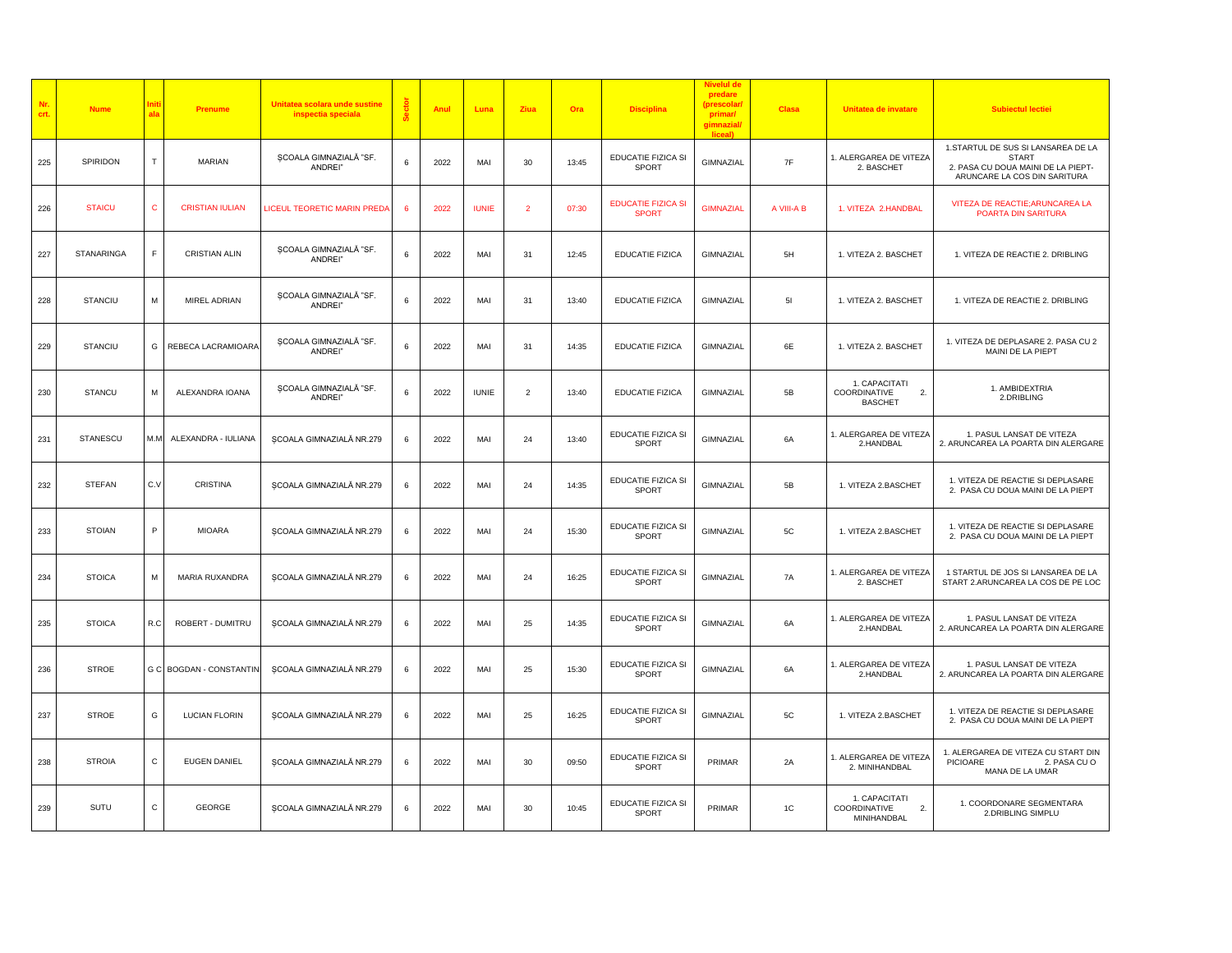| Nr. crt. | Nume | Initiala | Prenume | Unitatea scolara unde sustine inspectia speciala | Sector | Anul | Luna | Ziua | Ora | Disciplina | Nivelul de predare (prescolar/ primar/ gimnazial/ liceal) | Clasa | Unitatea de invatare | Subiectul lectiei |
|---|---|---|---|---|---|---|---|---|---|---|---|---|---|---|
| 225 | SPIRIDON | T | MARIAN | ŞCOALA GIMNAZIALĂ "SF. ANDREI" | 6 | 2022 | MAI | 30 | 13:45 | EDUCATIE FIZICA SI SPORT | GIMNAZIAL | 7F | 1. ALERGAREA DE VITEZA 2. BASCHET | 1.STARTUL DE SUS SI LANSAREA DE LA START 2. PASA CU DOUA MAINI DE LA PIEPT-ARUNCARE LA COS DIN SARITURA |
| 226 | STAICU | C | CRISTIAN IULIAN | LICEUL TEORETIC MARIN PREDA | 6 | 2022 | IUNIE | 2 | 07:30 | EDUCATIE FIZICA SI SPORT | GIMNAZIAL | A VIII-A B | 1. VITEZA 2.HANDBAL | VITEZA DE REACTIE;ARUNCAREA LA POARTA DIN SARITURA |
| 227 | STANARINGA | F | CRISTIAN ALIN | ŞCOALA GIMNAZIALĂ "SF. ANDREI" | 6 | 2022 | MAI | 31 | 12:45 | EDUCATIE FIZICA | GIMNAZIAL | 5H | 1. VITEZA 2. BASCHET | 1. VITEZA DE REACTIE 2. DRIBLING |
| 228 | STANCIU | M | MIREL ADRIAN | ŞCOALA GIMNAZIALĂ "SF. ANDREI" | 6 | 2022 | MAI | 31 | 13:40 | EDUCATIE FIZICA | GIMNAZIAL | 5I | 1. VITEZA 2. BASCHET | 1. VITEZA DE REACTIE 2. DRIBLING |
| 229 | STANCIU | G | REBECA LACRAMIOARA | ŞCOALA GIMNAZIALĂ "SF. ANDREI" | 6 | 2022 | MAI | 31 | 14:35 | EDUCATIE FIZICA | GIMNAZIAL | 6E | 1. VITEZA 2. BASCHET | 1. VITEZA DE DEPLASARE 2. PASA CU 2 MAINI DE LA PIEPT |
| 230 | STANCU | M | ALEXANDRA IOANA | ŞCOALA GIMNAZIALĂ "SF. ANDREI" | 6 | 2022 | IUNIE | 2 | 13:40 | EDUCATIE FIZICA | GIMNAZIAL | 5B | 1. CAPACITATI COORDINATIVE 2. BASCHET | 1. AMBIDEXTRIA 2.DRIBLING |
| 231 | STANESCU | M.M | ALEXANDRA - IULIANA | ŞCOALA GIMNAZIALĂ NR.279 | 6 | 2022 | MAI | 24 | 13:40 | EDUCATIE FIZICA SI SPORT | GIMNAZIAL | 6A | 1. ALERGAREA DE VITEZA 2.HANDBAL | 1. PASUL LANSAT DE VITEZA 2. ARUNCAREA LA POARTA DIN ALERGARE |
| 232 | STEFAN | C.V | CRISTINA | ŞCOALA GIMNAZIALĂ NR.279 | 6 | 2022 | MAI | 24 | 14:35 | EDUCATIE FIZICA SI SPORT | GIMNAZIAL | 5B | 1. VITEZA 2.BASCHET | 1. VITEZA DE REACTIE SI DEPLASARE 2. PASA CU DOUA MAINI DE LA PIEPT |
| 233 | STOIAN | P | MIOARA | ŞCOALA GIMNAZIALĂ NR.279 | 6 | 2022 | MAI | 24 | 15:30 | EDUCATIE FIZICA SI SPORT | GIMNAZIAL | 5C | 1. VITEZA 2.BASCHET | 1. VITEZA DE REACTIE SI DEPLASARE 2. PASA CU DOUA MAINI DE LA PIEPT |
| 234 | STOICA | M | MARIA RUXANDRA | ŞCOALA GIMNAZIALĂ NR.279 | 6 | 2022 | MAI | 24 | 16:25 | EDUCATIE FIZICA SI SPORT | GIMNAZIAL | 7A | 1. ALERGAREA DE VITEZA 2. BASCHET | 1 STARTUL DE JOS SI LANSAREA DE LA START 2.ARUNCAREA LA COS DE PE LOC |
| 235 | STOICA | R.C | ROBERT - DUMITRU | ŞCOALA GIMNAZIALĂ NR.279 | 6 | 2022 | MAI | 25 | 14:35 | EDUCATIE FIZICA SI SPORT | GIMNAZIAL | 6A | 1. ALERGAREA DE VITEZA 2.HANDBAL | 1. PASUL LANSAT DE VITEZA 2. ARUNCAREA LA POARTA DIN ALERGARE |
| 236 | STROE | G C | BOGDAN - CONSTANTIN | ŞCOALA GIMNAZIALĂ NR.279 | 6 | 2022 | MAI | 25 | 15:30 | EDUCATIE FIZICA SI SPORT | GIMNAZIAL | 6A | 1. ALERGAREA DE VITEZA 2.HANDBAL | 1. PASUL LANSAT DE VITEZA 2. ARUNCAREA LA POARTA DIN ALERGARE |
| 237 | STROE | G | LUCIAN FLORIN | ŞCOALA GIMNAZIALĂ NR.279 | 6 | 2022 | MAI | 25 | 16:25 | EDUCATIE FIZICA SI SPORT | GIMNAZIAL | 5C | 1. VITEZA 2.BASCHET | 1. VITEZA DE REACTIE SI DEPLASARE 2. PASA CU DOUA MAINI DE LA PIEPT |
| 238 | STROIA | C | EUGEN DANIEL | ŞCOALA GIMNAZIALĂ NR.279 | 6 | 2022 | MAI | 30 | 09:50 | EDUCATIE FIZICA SI SPORT | PRIMAR | 2A | 1. ALERGAREA DE VITEZA 2. MINIHANDBAL | 1. ALERGAREA DE VITEZA CU START DIN PICIOARE 2. PASA CU O MANA DE LA UMAR |
| 239 | SUTU | C | GEORGE | ŞCOALA GIMNAZIALĂ NR.279 | 6 | 2022 | MAI | 30 | 10:45 | EDUCATIE FIZICA SI SPORT | PRIMAR | 1C | 1. CAPACITATI COORDINATIVE 2. MINIHANDBAL | 1. COORDONARE SEGMENTARA 2.DRIBLING SIMPLU |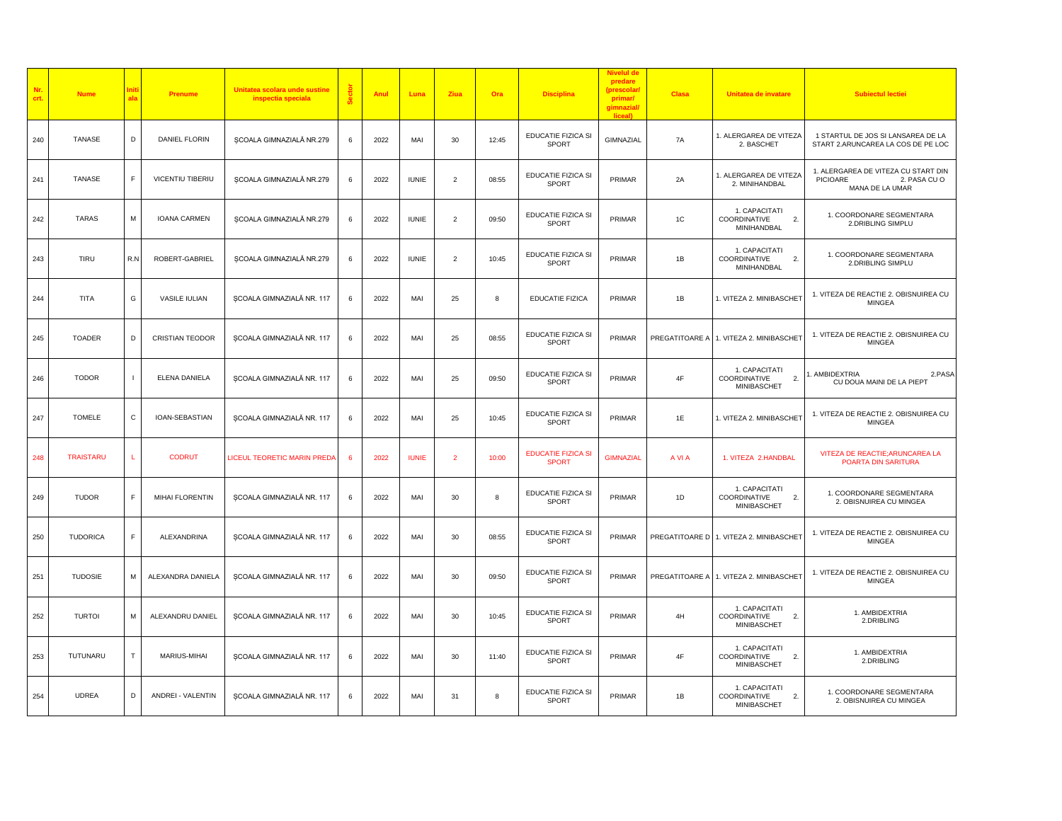| Nr. crt. | Nume | Initiala | Prenume | Unitatea scolara unde sustine inspectia speciala | Sector | Anul | Luna | Ziua | Ora | Disciplina | Nivelul de predare (prescolar/ primar/ gimnazial/ liceal) | Clasa | Unitatea de invatare | Subiectul lectiei |
|---|---|---|---|---|---|---|---|---|---|---|---|---|---|---|
| 240 | TANASE | D | DANIEL FLORIN | ŞCOALA GIMNAZIALĂ NR.279 | 6 | 2022 | MAI | 30 | 12:45 | EDUCATIE FIZICA SI SPORT | GIMNAZIAL | 7A | 1. ALERGAREA DE VITEZA 2. BASCHET | 1 STARTUL DE JOS SI LANSAREA DE LA START 2.ARUNCAREA LA COS DE PE LOC |
| 241 | TANASE | F | VICENTIU TIBERIU | ŞCOALA GIMNAZIALĂ NR.279 | 6 | 2022 | IUNIE | 2 | 08:55 | EDUCATIE FIZICA SI SPORT | PRIMAR | 2A | 1. ALERGAREA DE VITEZA 2. MINIHANDBAL | 1. ALERGAREA DE VITEZA CU START DIN PICIOARE 2. PASA CU O MANA DE LA UMAR |
| 242 | TARAS | M | IOANA CARMEN | ŞCOALA GIMNAZIALĂ NR.279 | 6 | 2022 | IUNIE | 2 | 09:50 | EDUCATIE FIZICA SI SPORT | PRIMAR | 1C | 1. CAPACITATI COORDINATIVE 2. MINIHANDBAL | 1. COORDONARE SEGMENTARA 2.DRIBLING SIMPLU |
| 243 | TIRU | R.N | ROBERT-GABRIEL | ŞCOALA GIMNAZIALĂ NR.279 | 6 | 2022 | IUNIE | 2 | 10:45 | EDUCATIE FIZICA SI SPORT | PRIMAR | 1B | 1. CAPACITATI COORDINATIVE 2. MINIHANDBAL | 1. COORDONARE SEGMENTARA 2.DRIBLING SIMPLU |
| 244 | TITA | G | VASILE IULIAN | ŞCOALA GIMNAZIALĂ NR. 117 | 6 | 2022 | MAI | 25 | 8 | EDUCATIE FIZICA | PRIMAR | 1B | 1. VITEZA 2. MINIBASCHET | 1. VITEZA DE REACTIE 2. OBISNUIREA CU MINGEA |
| 245 | TOADER | D | CRISTIAN TEODOR | ŞCOALA GIMNAZIALĂ NR. 117 | 6 | 2022 | MAI | 25 | 08:55 | EDUCATIE FIZICA SI SPORT | PRIMAR | PREGATITOARE A | 1. VITEZA 2. MINIBASCHET | 1. VITEZA DE REACTIE 2. OBISNUIREA CU MINGEA |
| 246 | TODOR | I | ELENA DANIELA | ŞCOALA GIMNAZIALĂ NR. 117 | 6 | 2022 | MAI | 25 | 09:50 | EDUCATIE FIZICA SI SPORT | PRIMAR | 4F | 1. CAPACITATI COORDINATIVE 2. MINIBASCHET | 1. AMBIDEXTRIA 2.PASA CU DOUA MAINI DE LA PIEPT |
| 247 | TOMELE | C | IOAN-SEBASTIAN | ŞCOALA GIMNAZIALĂ NR. 117 | 6 | 2022 | MAI | 25 | 10:45 | EDUCATIE FIZICA SI SPORT | PRIMAR | 1E | 1. VITEZA 2. MINIBASCHET | 1. VITEZA DE REACTIE 2. OBISNUIREA CU MINGEA |
| 248 | TRAISTARU | L | CODRUT | LICEUL TEORETIC MARIN PREDA | 6 | 2022 | IUNIE | 2 | 10:00 | EDUCATIE FIZICA SI SPORT | GIMNAZIAL | A VI A | 1. VITEZA 2.HANDBAL | VITEZA DE REACTIE;ARUNCAREA LA POARTA DIN SARITURA |
| 249 | TUDOR | F | MIHAI FLORENTIN | ŞCOALA GIMNAZIALĂ NR. 117 | 6 | 2022 | MAI | 30 | 8 | EDUCATIE FIZICA SI SPORT | PRIMAR | 1D | 1. CAPACITATI COORDINATIVE 2. MINIBASCHET | 1. COORDONARE SEGMENTARA 2. OBISNUIREA CU MINGEA |
| 250 | TUDORICA | F | ALEXANDRINA | ŞCOALA GIMNAZIALĂ NR. 117 | 6 | 2022 | MAI | 30 | 08:55 | EDUCATIE FIZICA SI SPORT | PRIMAR | PREGATITOARE D | 1. VITEZA 2. MINIBASCHET | 1. VITEZA DE REACTIE 2. OBISNUIREA CU MINGEA |
| 251 | TUDOSIE | M | ALEXANDRA DANIELA | ŞCOALA GIMNAZIALĂ NR. 117 | 6 | 2022 | MAI | 30 | 09:50 | EDUCATIE FIZICA SI SPORT | PRIMAR | PREGATITOARE A | 1. VITEZA 2. MINIBASCHET | 1. VITEZA DE REACTIE 2. OBISNUIREA CU MINGEA |
| 252 | TURTOI | M | ALEXANDRU DANIEL | ŞCOALA GIMNAZIALĂ NR. 117 | 6 | 2022 | MAI | 30 | 10:45 | EDUCATIE FIZICA SI SPORT | PRIMAR | 4H | 1. CAPACITATI COORDINATIVE 2. MINIBASCHET | 1. AMBIDEXTRIA 2.DRIBLING |
| 253 | TUTUNARU | T | MARIUS-MIHAI | ŞCOALA GIMNAZIALĂ NR. 117 | 6 | 2022 | MAI | 30 | 11:40 | EDUCATIE FIZICA SI SPORT | PRIMAR | 4F | 1. CAPACITATI COORDINATIVE 2. MINIBASCHET | 1. AMBIDEXTRIA 2.DRIBLING |
| 254 | UDREA | D | ANDREI - VALENTIN | ŞCOALA GIMNAZIALĂ NR. 117 | 6 | 2022 | MAI | 31 | 8 | EDUCATIE FIZICA SI SPORT | PRIMAR | 1B | 1. CAPACITATI COORDINATIVE 2. MINIBASCHET | 1. COORDONARE SEGMENTARA 2. OBISNUIREA CU MINGEA |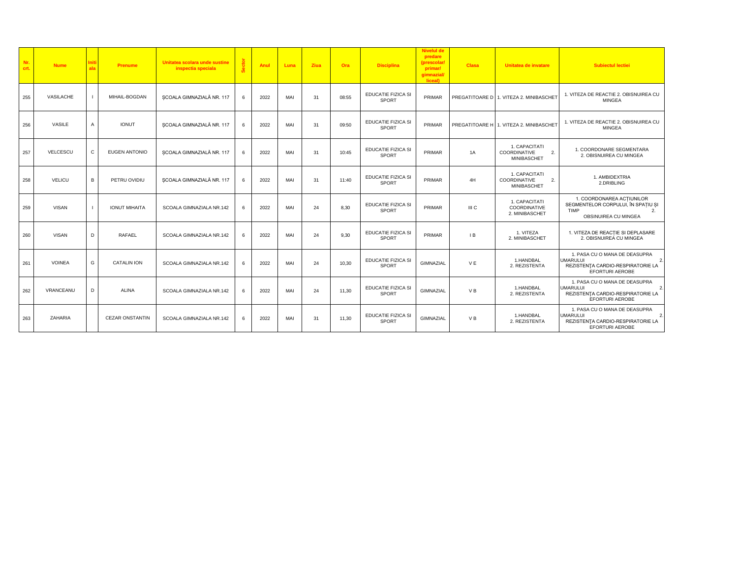| Nr. crt. | Nume | Initiala | Prenume | Unitatea scolara unde sustine inspectia speciala | Sector | Anul | Luna | Ziua | Ora | Disciplina | Nivelul de predare (prescolar/ primar/ gimnazial/ liceal) | Clasa | Unitatea de invatare | Subiectul lectiei |
|---|---|---|---|---|---|---|---|---|---|---|---|---|---|---|
| 255 | VASILACHE | I | MIHAIL-BOGDAN | ŞCOALA GIMNAZIALĂ NR. 117 | 6 | 2022 | MAI | 31 | 08:55 | EDUCATIE FIZICA SI SPORT | PRIMAR | PREGATITOARE D | 1. VITEZA 2. MINIBASCHET | 1. VITEZA DE REACTIE 2. OBISNUIREA CU MINGEA |
| 256 | VASILE | A | IONUT | ŞCOALA GIMNAZIALĂ NR. 117 | 6 | 2022 | MAI | 31 | 09:50 | EDUCATIE FIZICA SI SPORT | PRIMAR | PREGATITOARE H | 1. VITEZA 2. MINIBASCHET | 1. VITEZA DE REACTIE 2. OBISNUIREA CU MINGEA |
| 257 | VELCESCU | C | EUGEN ANTONIO | ŞCOALA GIMNAZIALĂ NR. 117 | 6 | 2022 | MAI | 31 | 10:45 | EDUCATIE FIZICA SI SPORT | PRIMAR | 1A | 1. CAPACITATI COORDINATIVE 2. MINIBASCHET | 1. COORDONARE SEGMENTARA 2. OBISNUIREA CU MINGEA |
| 258 | VELICU | B | PETRU OVIDIU | ŞCOALA GIMNAZIALĂ NR. 117 | 6 | 2022 | MAI | 31 | 11:40 | EDUCATIE FIZICA SI SPORT | PRIMAR | 4H | 1. CAPACITATI COORDINATIVE 2. MINIBASCHET | 1. AMBIDEXTRIA 2.DRIBLING |
| 259 | VISAN | I | IONUT MIHAITA | SCOALA GIMNAZIALA NR.142 | 6 | 2022 | MAI | 24 | 8,30 | EDUCATIE FIZICA SI SPORT | PRIMAR | III C | 1. CAPACITATI COORDINATIVE 2. MINIBASCHET | 1. COORDONAREA ACȚIUNILOR SEGMENTELOR CORPULUI, ÎN SPAȚIU ȘI TIMP 2. OBSINUIREA CU MINGEA |
| 260 | VISAN | D | RAFAEL | SCOALA GIMNAZIALA NR.142 | 6 | 2022 | MAI | 24 | 9,30 | EDUCATIE FIZICA SI SPORT | PRIMAR | I B | 1. VITEZA 2. MINIBASCHET | 1. VITEZA DE REACȚIE SI DEPLASARE 2. OBISNUIREA CU MINGEA |
| 261 | VOINEA | G | CATALIN ION | SCOALA GIMNAZIALA NR.142 | 6 | 2022 | MAI | 24 | 10,30 | EDUCATIE FIZICA SI SPORT | GIMNAZIAL | V E | 1.HANDBAL 2. REZISTENTA | 1. PASA CU O MANA DE DEASUPRA UMARULUI 2. REZISTENȚA CARDIO-RESPIRATORIE LA EFORTURI AEROBE |
| 262 | VRANCEANU | D | ALINA | SCOALA GIMNAZIALA NR.142 | 6 | 2022 | MAI | 24 | 11,30 | EDUCATIE FIZICA SI SPORT | GIMNAZIAL | V B | 1.HANDBAL 2. REZISTENTA | 1. PASA CU O MANA DE DEASUPRA UMARULUI 2. REZISTENȚA CARDIO-RESPIRATORIE LA EFORTURI AEROBE |
| 263 | ZAHARIA | | CEZAR ONSTANTIN | SCOALA GIMNAZIALA NR.142 | 6 | 2022 | MAI | 31 | 11,30 | EDUCATIE FIZICA SI SPORT | GIMNAZIAL | V B | 1.HANDBAL 2. REZISTENTA | 1. PASA CU O MANA DE DEASUPRA UMARULUI 2. REZISTENȚA CARDIO-RESPIRATORIE LA EFORTURI AEROBE |